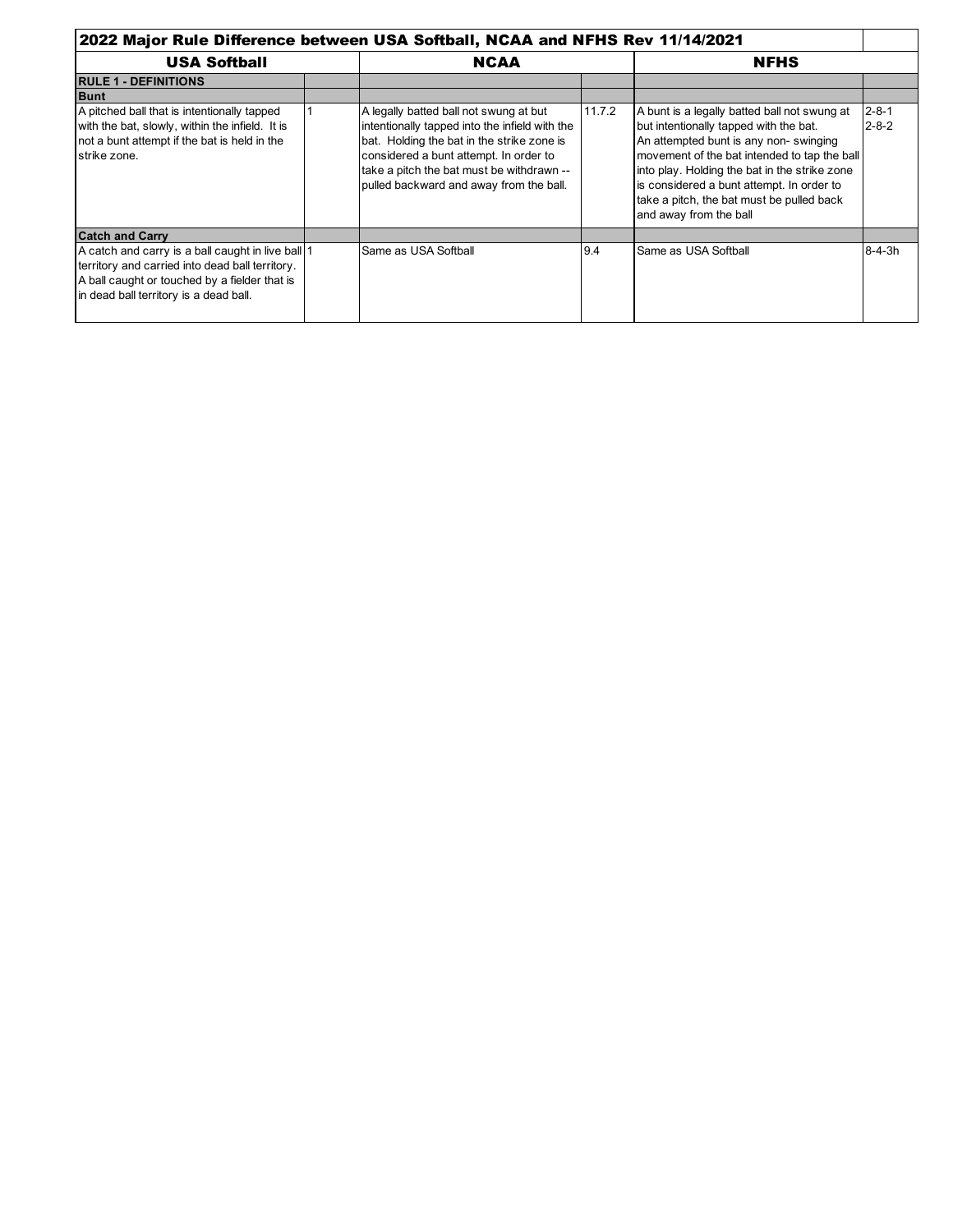# 2022 Major Rule Difference between USA Softball, NCAA and NFHS Rev 11/14/2021

| USA Softball | | NCAA | | NFHS | |
|---|---|---|---|---|---|
| **RULE 1 - DEFINITIONS** | | | | | |
| **Bunt** | | | | | |
| A pitched ball that is intentionally tapped with the bat, slowly, within the infield. It is not a bunt attempt if the bat is held in the strike zone. | 1 | A legally batted ball not swung at but intentionally tapped into the infield with the bat. Holding the bat in the strike zone is considered a bunt attempt. In order to take a pitch the bat must be withdrawn -- pulled backward and away from the ball. | 11.7.2 | A bunt is a legally batted ball not swung at but intentionally tapped with the bat. An attempted bunt is any non- swinging movement of the bat intended to tap the ball into play. Holding the bat in the strike zone is considered a bunt attempt. In order to take a pitch, the bat must be pulled back and away from the ball | 2-8-1 2-8-2 |
| **Catch and Carry** | | | | | |
| A catch and carry is a ball caught in live ball territory and carried into dead ball territory. A ball caught or touched by a fielder that is in dead ball territory is a dead ball. | 1 | Same as USA Softball | 9.4 | Same as USA Softball | 8-4-3h |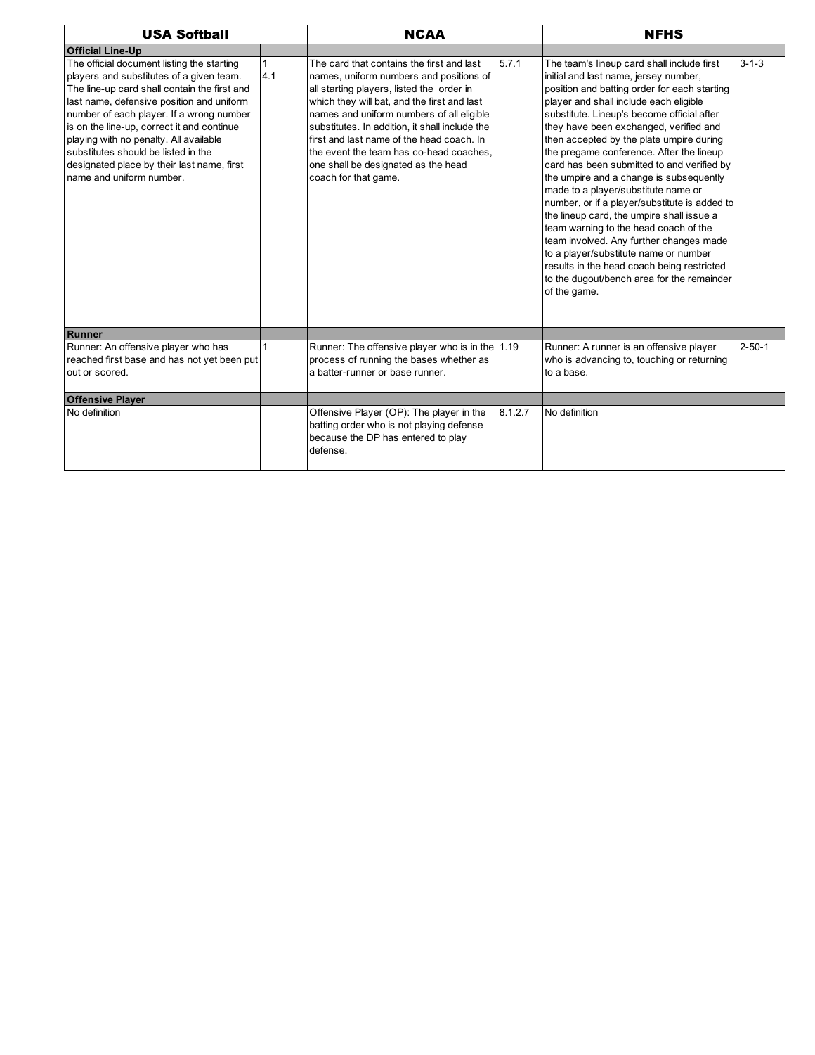| USA Softball | | NCAA | | NFHS | |
|---|---|---|---|---|---|
| **Official Line-Up** | | | | | |
| The official document listing the starting players and substitutes of a given team. The line-up card shall contain the first and last name, defensive position and uniform number of each player. If a wrong number is on the line-up, correct it and continue playing with no penalty. All available substitutes should be listed in the designated place by their last name, first name and uniform number. | 1<br>4.1 | The card that contains the first and last names, uniform numbers and positions of all starting players, listed the order in which they will bat, and the first and last names and uniform numbers of all eligible substitutes. In addition, it shall include the first and last name of the head coach. In the event the team has co-head coaches, one shall be designated as the head coach for that game. | 5.7.1 | The team's lineup card shall include first initial and last name, jersey number, position and batting order for each starting player and shall include each eligible substitute. Lineup's become official after they have been exchanged, verified and then accepted by the plate umpire during the pregame conference. After the lineup card has been submitted to and verified by the umpire and a change is subsequently made to a player/substitute name or number, or if a player/substitute is added to the lineup card, the umpire shall issue a team warning to the head coach of the team involved. Any further changes made to a player/substitute name or number results in the head coach being restricted to the dugout/bench area for the remainder of the game. | 3-1-3 |
| **Runner** | | | | | |
| Runner: An offensive player who has reached first base and has not yet been put out or scored. | 1 | Runner: The offensive player who is in the process of running the bases whether as a batter-runner or base runner. | 1.19 | Runner: A runner is an offensive player who is advancing to, touching or returning to a base. | 2-50-1 |
| **Offensive Player** | | | | | |
| No definition | | Offensive Player (OP): The player in the batting order who is not playing defense because the DP has entered to play defense. | 8.1.2.7 | No definition | |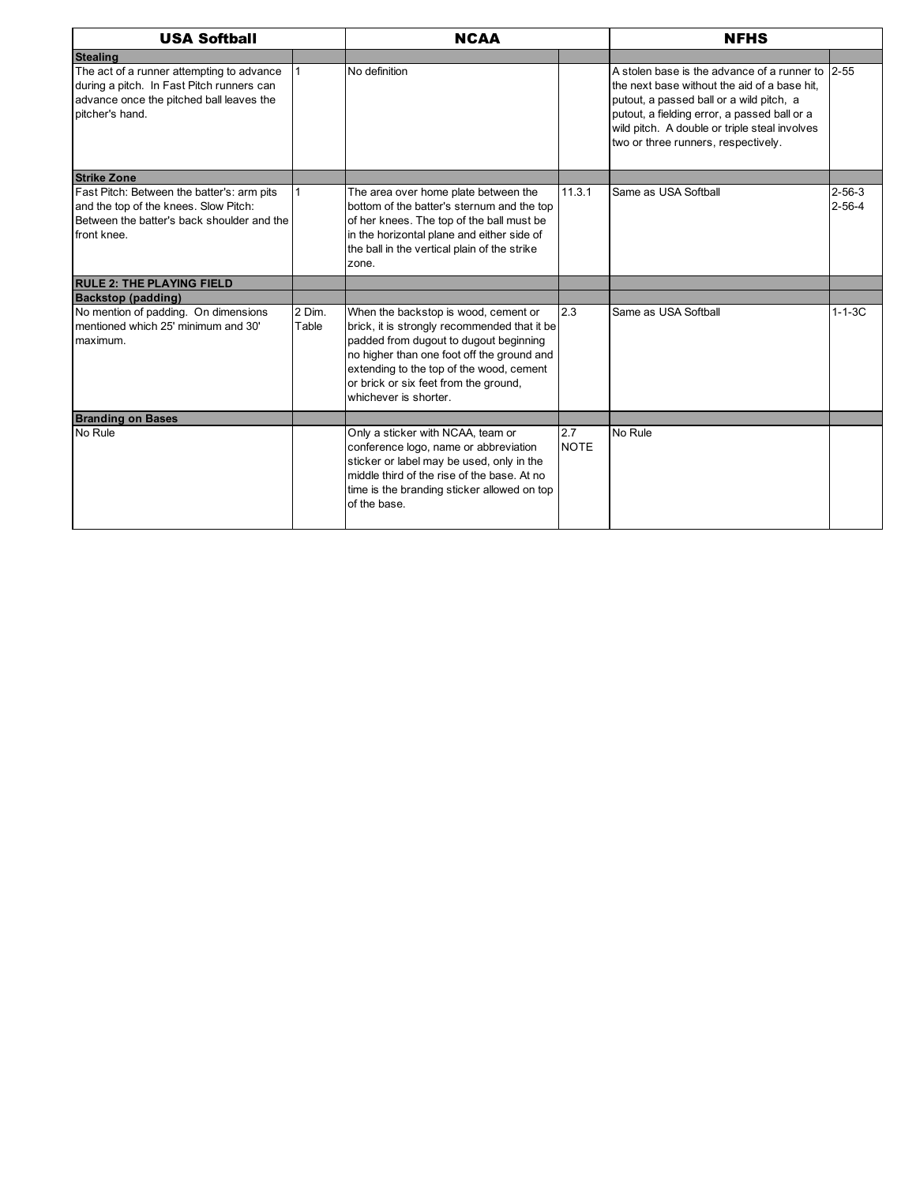| USA Softball | | NCAA | | NFHS | |
|---|---|---|---|---|---|
| **Stealing** | | | | | |
| The act of a runner attempting to advance during a pitch. In Fast Pitch runners can advance once the pitched ball leaves the pitcher's hand. | 1 | No definition | | A stolen base is the advance of a runner to the next base without the aid of a base hit, putout, a passed ball or a wild pitch, a putout, a fielding error, a passed ball or a wild pitch. A double or triple steal involves two or three runners, respectively. | 2-55 |
| **Strike Zone** | | | | | |
| Fast Pitch: Between the batter's: arm pits and the top of the knees. Slow Pitch: Between the batter's back shoulder and the front knee. | 1 | The area over home plate between the bottom of the batter's sternum and the top of her knees. The top of the ball must be in the horizontal plane and either side of the ball in the vertical plain of the strike zone. | 11.3.1 | Same as USA Softball | 2-56-3 2-56-4 |
| **RULE 2: THE PLAYING FIELD** | | | | | |
| **Backstop (padding)** | | | | | |
| No mention of padding. On dimensions mentioned which 25' minimum and 30' maximum. | 2 Dim. Table | When the backstop is wood, cement or brick, it is strongly recommended that it be padded from dugout to dugout beginning no higher than one foot off the ground and extending to the top of the wood, cement or brick or six feet from the ground, whichever is shorter. | 2.3 | Same as USA Softball | 1-1-3C |
| **Branding on Bases** | | | | | |
| No Rule | | Only a sticker with NCAA, team or conference logo, name or abbreviation sticker or label may be used, only in the middle third of the rise of the base. At no time is the branding sticker allowed on top of the base. | 2.7 NOTE | No Rule | |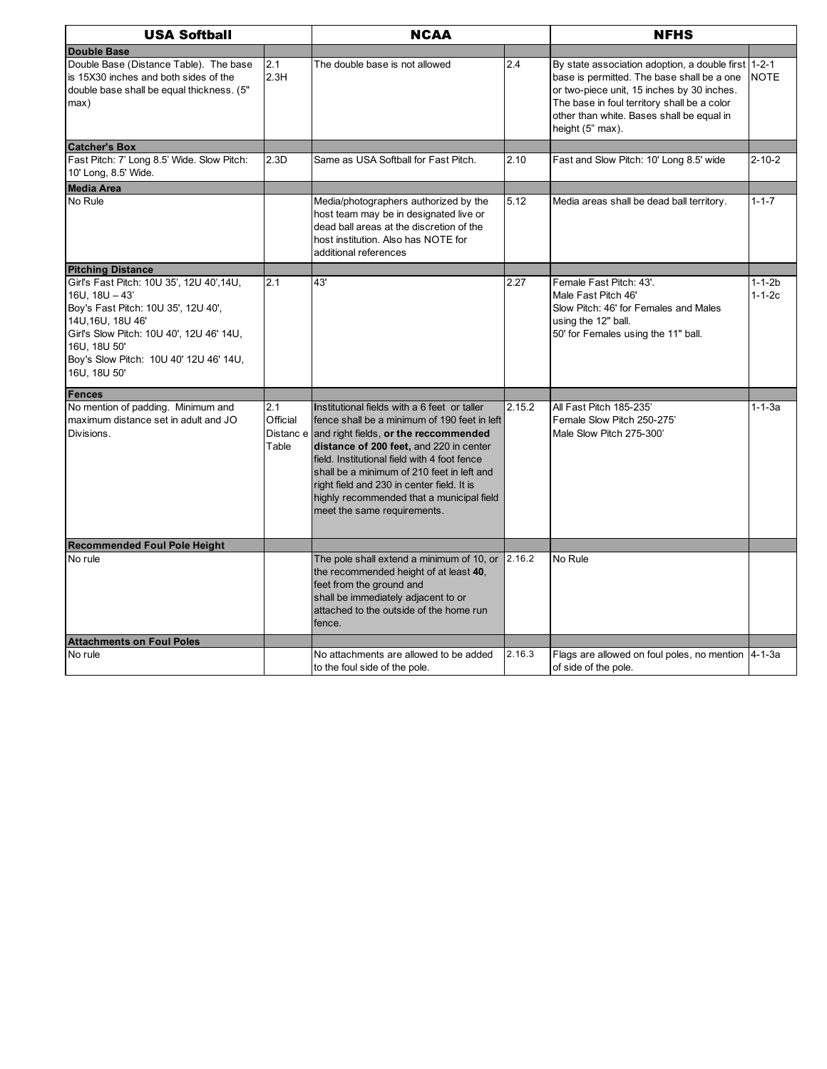| USA Softball | | NCAA | | NFHS | |
|---|---|---|---|---|---|
| **Double Base** | | | | | |
| Double Base (Distance Table). The base is 15X30 inches and both sides of the double base shall be equal thickness. (5" max) | 2.1 2.3H | The double base is not allowed | 2.4 | By state association adoption, a double first base is permitted. The base shall be a one or two-piece unit, 15 inches by 30 inches. The base in foul territory shall be a color other than white. Bases shall be equal in height (5" max). | 1-2-1 NOTE |
| **Catcher's Box** | | | | | |
| Fast Pitch: 7' Long 8.5' Wide. Slow Pitch: 10' Long, 8.5' Wide. | 2.3D | Same as USA Softball for Fast Pitch. | 2.10 | Fast and Slow Pitch: 10' Long 8.5' wide | 2-10-2 |
| **Media Area** | | | | | |
| No Rule | | Media/photographers authorized by the host team may be in designated live or dead ball areas at the discretion of the host institution. Also has NOTE for additional references | 5.12 | Media areas shall be dead ball territory. | 1-1-7 |
| **Pitching Distance** | | | | | |
| Girl's Fast Pitch: 10U 35', 12U 40',14U, 16U, 18U – 43'<br>Boy's Fast Pitch: 10U 35', 12U 40', 14U,16U, 18U 46'<br>Girl's Slow Pitch: 10U 40', 12U 46' 14U, 16U, 18U 50'<br>Boy's Slow Pitch: 10U 40' 12U 46' 14U, 16U, 18U 50' | 2.1 | 43' | 2.27 | Female Fast Pitch: 43'.<br>Male Fast Pitch 46'<br>Slow Pitch: 46' for Females and Males using the 12" ball.<br>50' for Females using the 11" ball. | 1-1-2b<br>1-1-2c |
| **Fences** | | | | | |
| No mention of padding. Minimum and maximum distance set in adult and JO Divisions. | 2.1 Official Distance Table | **I**nstitutional fields with a 6 feet or taller fence shall be a minimum of 190 feet in left and right fields, **or the reccommended distance of 200 feet,** and 220 in center field. Institutional field with 4 foot fence shall be a minimum of 210 feet in left and right field and 230 in center field. It is highly recommended that a municipal field meet the same requirements. | 2.15.2 | All Fast Pitch 185-235'<br>Female Slow Pitch 250-275'<br>Male Slow Pitch 275-300' | 1-1-3a |
| **Recommended Foul Pole Height** | | | | | |
| No rule | | The pole shall extend a minimum of 10, or the recommended height of at least **40**, feet from the ground and shall be immediately adjacent to or attached to the outside of the home run fence. | 2.16.2 | No Rule | |
| **Attachments on Foul Poles** | | | | | |
| No rule | | No attachments are allowed to be added to the foul side of the pole. | 2.16.3 | Flags are allowed on foul poles, no mention of side of the pole. | 4-1-3a |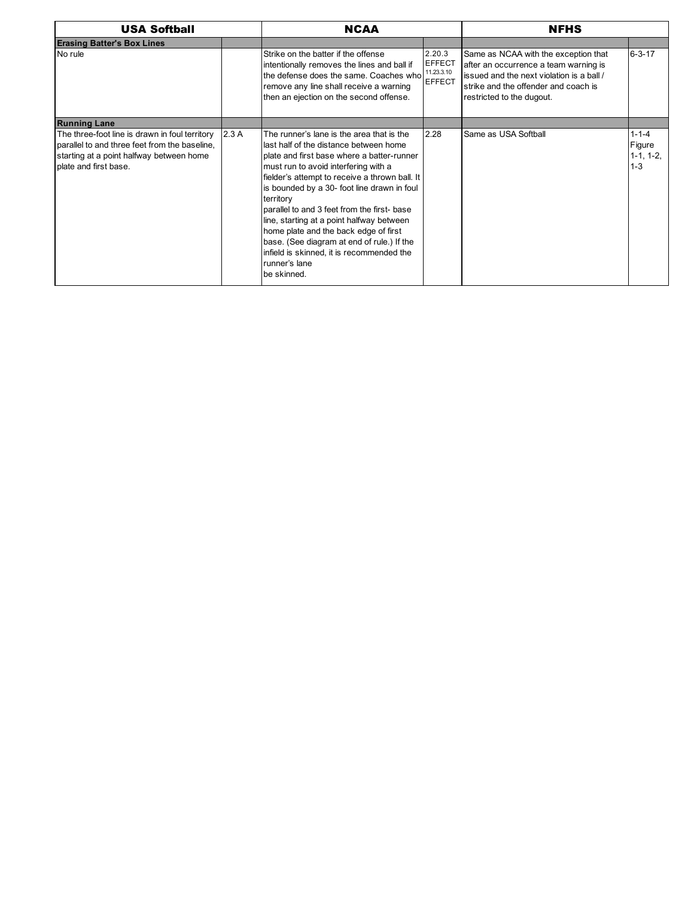| USA Softball | | NCAA | | NFHS | |
|---|---|---|---|---|---|
| **Erasing Batter's Box Lines** | | | | | |
| No rule | | Strike on the batter if the offense intentionally removes the lines and ball if the defense does the same. Coaches who remove any line shall receive a warning then an ejection on the second offense. | 2.20.3 EFFECT 11.23.3.10 EFFECT | Same as NCAA with the exception that after an occurrence a team warning is issued and the next violation is a ball / strike and the offender and coach is restricted to the dugout. | 6-3-17 |
| **Running Lane** | | | | | |
| The three-foot line is drawn in foul territory parallel to and three feet from the baseline, starting at a point halfway between home plate and first base. | 2.3 A | The runner's lane is the area that is the last half of the distance between home plate and first base where a batter-runner must run to avoid interfering with a fielder's attempt to receive a thrown ball. It is bounded by a 30- foot line drawn in foul territory parallel to and 3 feet from the first- base line, starting at a point halfway between home plate and the back edge of first base. (See diagram at end of rule.) If the infield is skinned, it is recommended the runner's lane be skinned. | 2.28 | Same as USA Softball | 1-1-4 Figure 1-1, 1-2, 1-3 |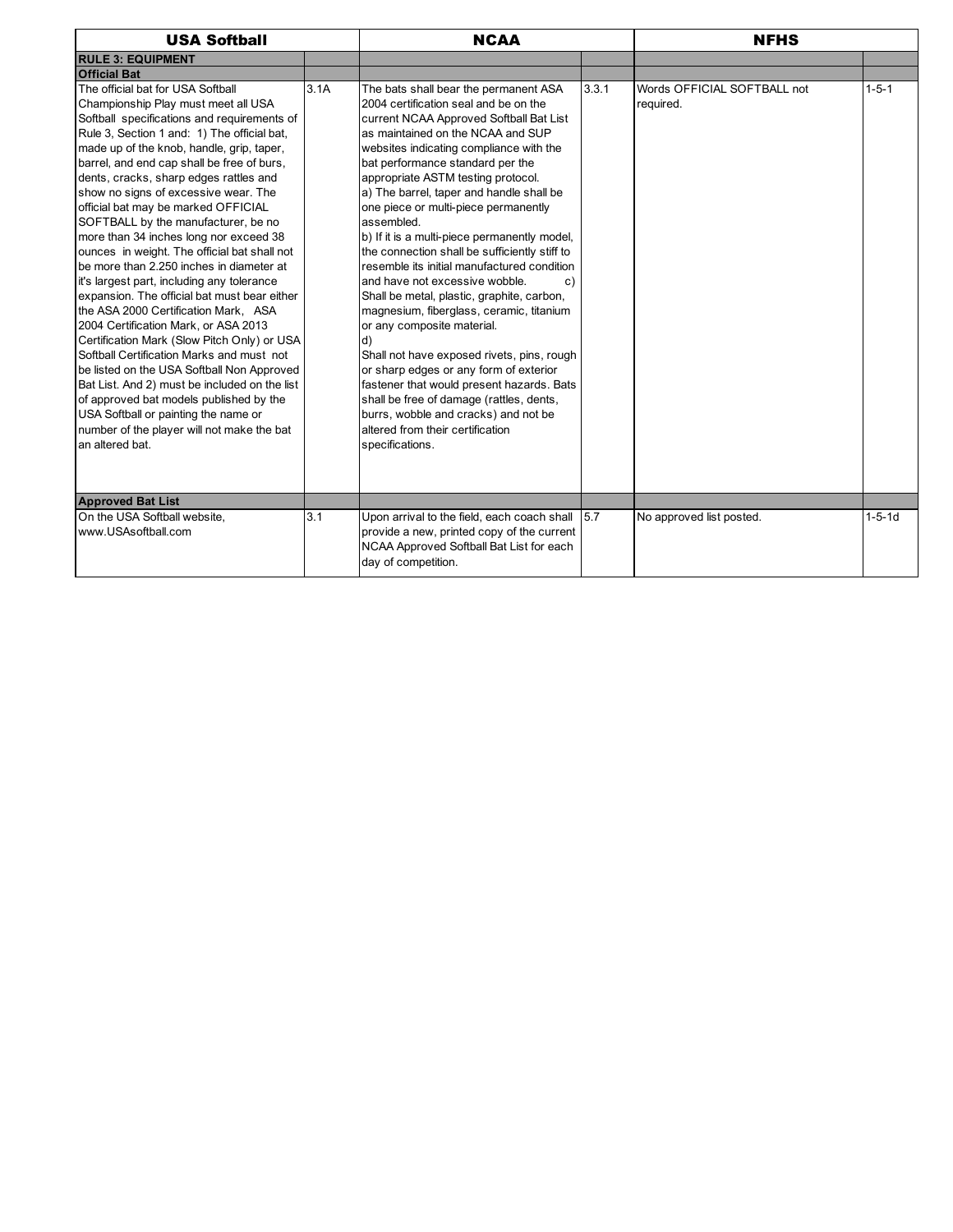| USA Softball | | NCAA | | NFHS | |
|---|---|---|---|---|---|
| **RULE 3: EQUIPMENT** | | | | | |
| **Official Bat** | | | | | |
| The official bat for USA Softball Championship Play must meet all USA Softball specifications and requirements of Rule 3, Section 1 and: 1) The official bat, made up of the knob, handle, grip, taper, barrel, and end cap shall be free of burs, dents, cracks, sharp edges rattles and show no signs of excessive wear. The official bat may be marked OFFICIAL SOFTBALL by the manufacturer, be no more than 34 inches long nor exceed 38 ounces in weight. The official bat shall not be more than 2.250 inches in diameter at it's largest part, including any tolerance expansion. The official bat must bear either the ASA 2000 Certification Mark, ASA 2004 Certification Mark, or ASA 2013 Certification Mark (Slow Pitch Only) or USA Softball Certification Marks and must not be listed on the USA Softball Non Approved Bat List. And 2) must be included on the list of approved bat models published by the USA Softball or painting the name or number of the player will not make the bat an altered bat. | 3.1A | The bats shall bear the permanent ASA 2004 certification seal and be on the current NCAA Approved Softball Bat List as maintained on the NCAA and SUP websites indicating compliance with the bat performance standard per the appropriate ASTM testing protocol. a) The barrel, taper and handle shall be one piece or multi-piece permanently assembled. b) If it is a multi-piece permanently model, the connection shall be sufficiently stiff to resemble its initial manufactured condition and have not excessive wobble. c) Shall be metal, plastic, graphite, carbon, magnesium, fiberglass, ceramic, titanium or any composite material. d) Shall not have exposed rivets, pins, rough or sharp edges or any form of exterior fastener that would present hazards. Bats shall be free of damage (rattles, dents, burrs, wobble and cracks) and not be altered from their certification specifications. | 3.3.1 | Words OFFICIAL SOFTBALL not required. | 1-5-1 |
| **Approved Bat List** | | | | | |
| On the USA Softball website, www.USAsoftball.com | 3.1 | Upon arrival to the field, each coach shall provide a new, printed copy of the current NCAA Approved Softball Bat List for each day of competition. | 5.7 | No approved list posted. | 1-5-1d |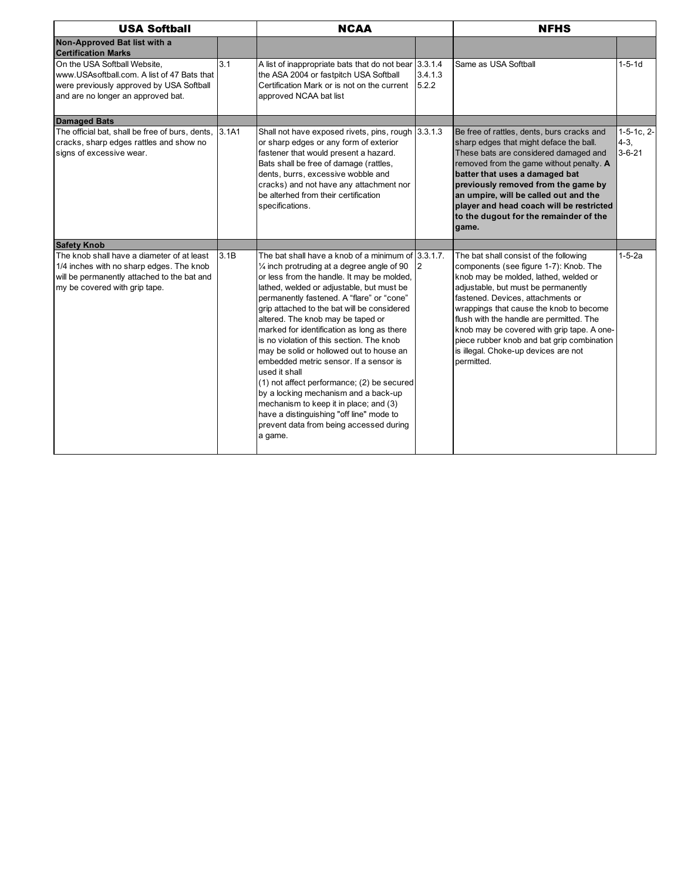| USA Softball | | NCAA | | NFHS | |
|---|---|---|---|---|---|
| **Non-Approved Bat list with a Certification Marks** | | | | | |
| On the USA Softball Website, www.USAsoftball.com. A list of 47 Bats that were previously approved by USA Softball and are no longer an approved bat. | 3.1 | A list of inappropriate bats that do not bear the ASA 2004 or fastpitch USA Softball Certification Mark or is not on the current approved NCAA bat list | 3.3.1.4 3.4.1.3 5.2.2 | Same as USA Softball | 1-5-1d |
| **Damaged Bats** | | | | | |
| The official bat, shall be free of burs, dents, cracks, sharp edges rattles and show no signs of excessive wear. | 3.1A1 | Shall not have exposed rivets, pins, rough or sharp edges or any form of exterior fastener that would present a hazard. Bats shall be free of damage (rattles, dents, burrs, excessive wobble and cracks) and not have any attachment nor be alterhed from their certification specifications. | 3.3.1.3 | Be free of rattles, dents, burs cracks and sharp edges that might deface the ball. These bats are considered damaged and removed from the game without penalty. **A batter that uses a damaged bat previously removed from the game by an umpire, will be called out and the player and head coach will be restricted to the dugout for the remainder of the game.** | 1-5-1c, 2-4-3, 3-6-21 |
| **Safety Knob** | | | | | |
| The knob shall have a diameter of at least 1/4 inches with no sharp edges. The knob will be permanently attached to the bat and my be covered with grip tape. | 3.1B | The bat shall have a knob of a minimum of ¼ inch protruding at a degree angle of 90 or less from the handle. It may be molded, lathed, welded or adjustable, but must be permanently fastened. A "flare" or "cone" grip attached to the bat will be considered altered. The knob may be taped or marked for identification as long as there is no violation of this section. The knob may be solid or hollowed out to house an embedded metric sensor. If a sensor is used it shall (1) not affect performance; (2) be secured by a locking mechanism and a back-up mechanism to keep it in place; and (3) have a distinguishing "off line" mode to prevent data from being accessed during a game. | 3.3.1.7.2 | The bat shall consist of the following components (see figure 1-7): Knob. The knob may be molded, lathed, welded or adjustable, but must be permanently fastened. Devices, attachments or wrappings that cause the knob to become flush with the handle are permitted. The knob may be covered with grip tape. A one-piece rubber knob and bat grip combination is illegal. Choke-up devices are not permitted. | 1-5-2a |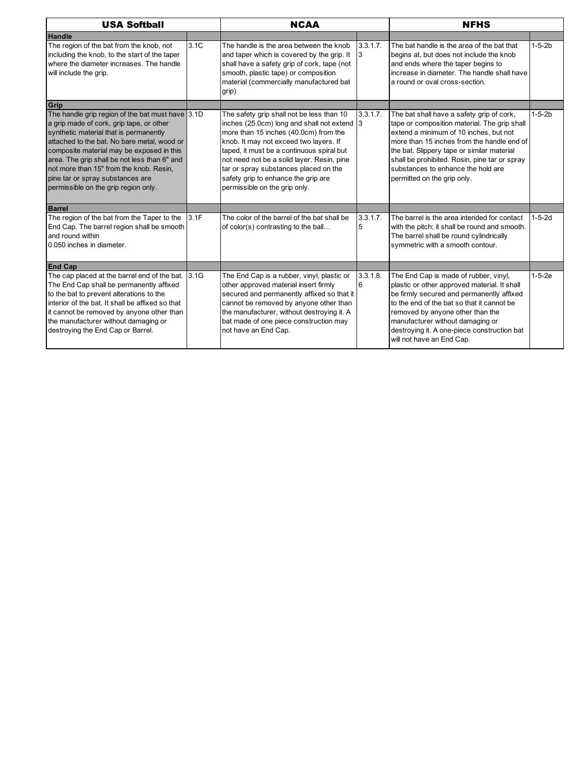| USA Softball | | NCAA | | NFHS | |
|---|---|---|---|---|---|
| **Handle** | | | | | |
| The region of the bat from the knob, not including the knob, to the start of the taper where the diameter increases. The handle will include the grip. | 3.1C | The handle is the area between the knob and taper which is covered by the grip. It shall have a safety grip of cork, tape (not smooth, plastic tape) or composition material (commercially manufactured bat grip) | 3.3.1.7.3 | The bat handle is the area of the bat that begins at, but does not include the knob and ends where the taper begins to increase in diameter. The handle shall have a round or oval cross-section. | 1-5-2b |
| **Grip** | | | | | |
| The handle grip region of the bat must have a grip made of cork, grip tape, or other synthetic material that is permanently attached to the bat. No bare metal, wood or composite material may be exposed in this area. The grip shall be not less than 6" and not more than 15" from the knob. Resin, pine tar or spray substances are permissible on the grip region only. | 3.1D | The safety grip shall not be less than 10 inches (25.0cm) long and shall not extend more than 15 inches (40.0cm) from the knob. It may not exceed two layers. If taped, it must be a continuous spiral but not need not be a solid layer. Resin, pine tar or spray substances placed on the safety grip to enhance the grip are permissible on the grip only. | 3.3.1.7.3 | The bat shall have a safety grip of cork, tape or composition material. The grip shall extend a minimum of 10 inches, but not more than 15 inches from the handle end of the bat. Slippery tape or similar material shall be prohibited. Rosin, pine tar or spray substances to enhance the hold are permitted on the grip only. | 1-5-2b |
| **Barrel** | | | | | |
| The region of the bat from the Taper to the End Cap. The barrel region shall be smooth and round within 0.050 inches in diameter. | 3.1F | The color of the barrel of the bat shall be of color(s) contrasting to the ball… | 3.3.1.7.5 | The barrel is the area intended for contact with the pitch; it shall be round and smooth. The barrel shall be round cylindrically symmetric with a smooth contour. | 1-5-2d |
| **End Cap** | | | | | |
| The cap placed at the barrel end of the bat. The End Cap shall be permanently affixed to the bat to prevent alterations to the interior of the bat. It shall be affixed so that it cannot be removed by anyone other than the manufacturer without damaging or destroying the End Cap or Barrel. | 3.1G | The End Cap is a rubber, vinyl, plastic or other approved material insert firmly secured and permanently affixed so that it cannot be removed by anyone other than the manufacturer, without destroying it. A bat made of one piece construction may not have an End Cap. | 3.3.1.8.6 | The End Cap is made of rubber, vinyl, plastic or other approved material. It shall be firmly secured and permanently affixed to the end of the bat so that it cannot be removed by anyone other than the manufacturer without damaging or destroying it. A one-piece construction bat will not have an End Cap. | 1-5-2e |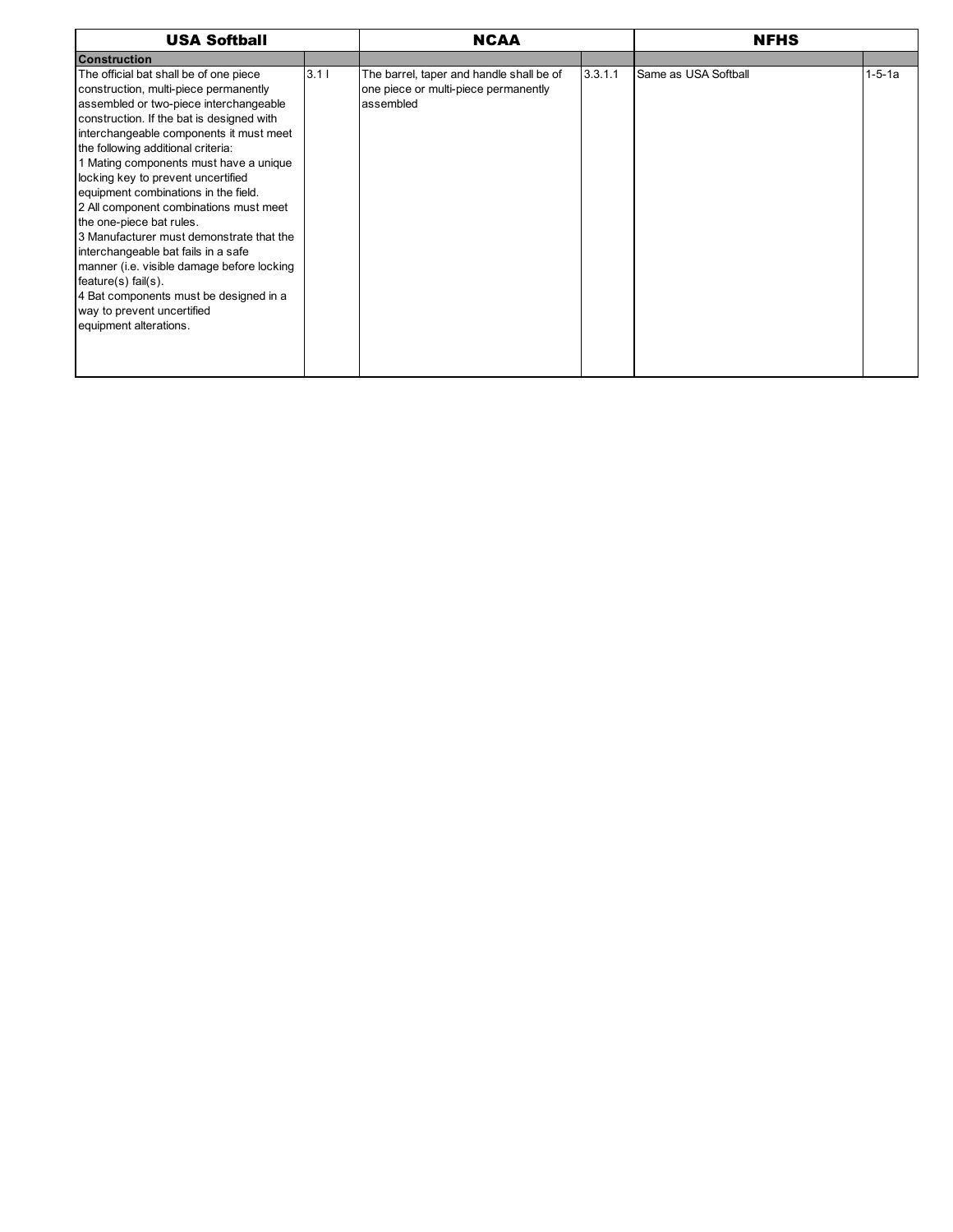| USA Softball | | NCAA | | NFHS | |
|---|---|---|---|---|---|
| **Construction** | | | | | |
| The official bat shall be of one piece construction, multi-piece permanently assembled or two-piece interchangeable construction. If the bat is designed with interchangeable components it must meet the following additional criteria:<br>1 Mating components must have a unique locking key to prevent uncertified equipment combinations in the field.<br>2 All component combinations must meet the one-piece bat rules.<br>3 Manufacturer must demonstrate that the interchangeable bat fails in a safe manner (i.e. visible damage before locking feature(s) fail(s).<br>4 Bat components must be designed in a way to prevent uncertified equipment alterations. | 3.1 I | The barrel, taper and handle shall be of one piece or multi-piece permanently assembled | 3.3.1.1 | Same as USA Softball | 1-5-1a |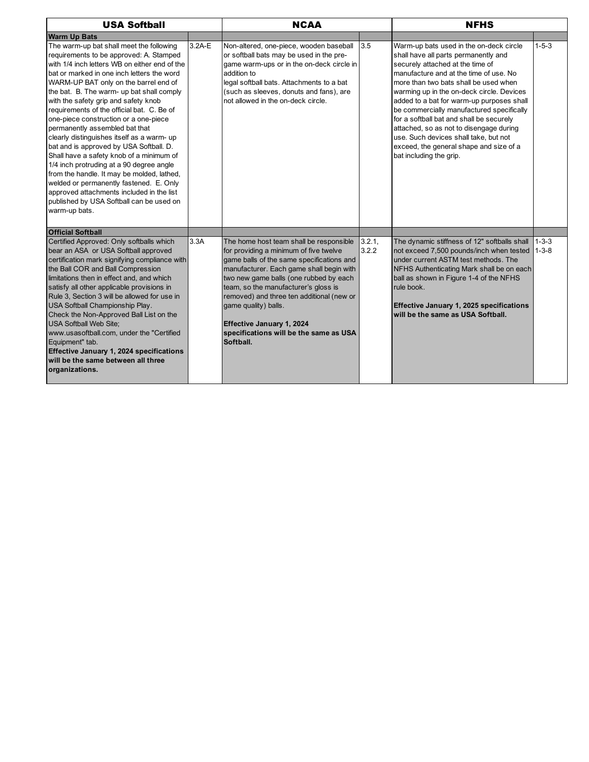| USA Softball | | NCAA | | NFHS | |
| --- | --- | --- | --- | --- | --- |
| **Warm Up Bats** | | | | | |
| The warm-up bat shall meet the following requirements to be approved: A. Stamped with 1/4 inch letters WB on either end of the bat or marked in one inch letters the word WARM-UP BAT only on the barrel end of the bat. B. The warm- up bat shall comply with the safety grip and safety knob requirements of the official bat. C. Be of one-piece construction or a one-piece permanently assembled bat that clearly distinguishes itself as a warm- up bat and is approved by USA Softball. D. Shall have a safety knob of a minimum of 1/4 inch protruding at a 90 degree angle from the handle. It may be molded, lathed, welded or permanently fastened. E. Only approved attachments included in the list published by USA Softball can be used on warm-up bats. | 3.2A-E | Non-altered, one-piece, wooden baseball or softball bats may be used in the pre-game warm-ups or in the on-deck circle in addition to legal softball bats. Attachments to a bat (such as sleeves, donuts and fans), are not allowed in the on-deck circle. | 3.5 | Warm-up bats used in the on-deck circle shall have all parts permanently and securely attached at the time of manufacture and at the time of use. No more than two bats shall be used when warming up in the on-deck circle. Devices added to a bat for warm-up purposes shall be commercially manufactured specifically for a softball bat and shall be securely attached, so as not to disengage during use. Such devices shall take, but not exceed, the general shape and size of a bat including the grip. | 1-5-3 |
| **Official Softball** | | | | | |
| Certified Approved: Only softballs which bear an ASA or USA Softball approved certification mark signifying compliance with the Ball COR and Ball Compression limitations then in effect and, and which satisfy all other applicable provisions in Rule 3, Section 3 will be allowed for use in USA Softball Championship Play. Check the Non-Approved Ball List on the USA Softball Web Site; www.usasoftball.com, under the "Certified Equipment" tab. **Effective January 1, 2024 specifications will be the same between all three organizations.** | 3.3A | The home host team shall be responsible for providing a minimum of five twelve game balls of the same specifications and manufacturer. Each game shall begin with two new game balls (one rubbed by each team, so the manufacturer's gloss is removed) and three ten additional (new or game quality) balls. **Effective January 1, 2024 specifications will be the same as USA Softball.** | 3.2.1, 3.2.2 | The dynamic stiffness of 12" softballs shall not exceed 7,500 pounds/inch when tested under current ASTM test methods. The NFHS Authenticating Mark shall be on each ball as shown in Figure 1-4 of the NFHS rule book. **Effective January 1, 2025 specifications will be the same as USA Softball.** | 1-3-3 1-3-8 |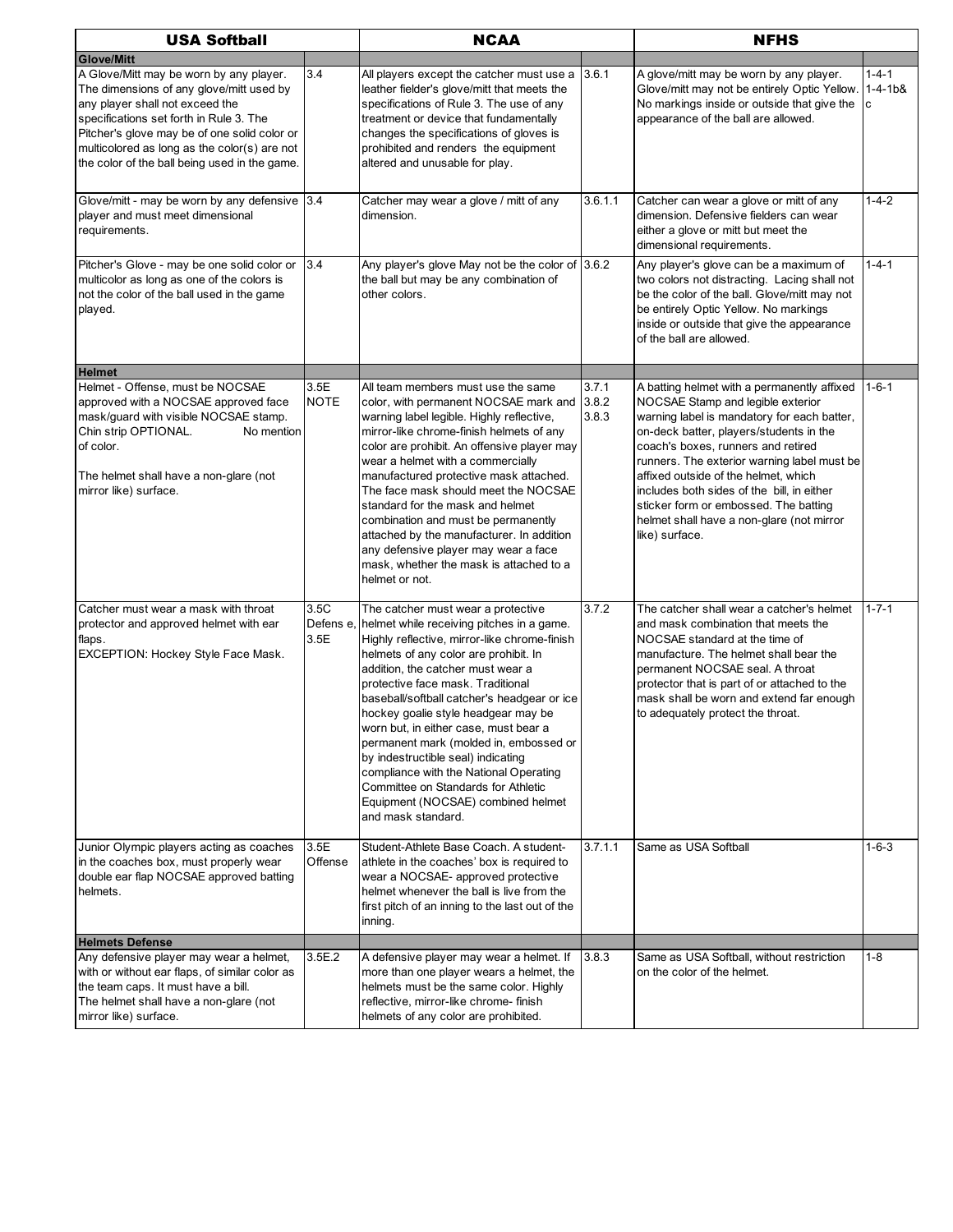| USA Softball | | NCAA | | NFHS | |
|---|---|---|---|---|---|
| **Glove/Mitt** | | | | | |
| A Glove/Mitt may be worn by any player. The dimensions of any glove/mitt used by any player shall not exceed the specifications set forth in Rule 3. The Pitcher's glove may be of one solid color or multicolored as long as the color(s) are not the color of the ball being used in the game. | 3.4 | All players except the catcher must use a leather fielder's glove/mitt that meets the specifications of Rule 3. The use of any treatment or device that fundamentally changes the specifications of gloves is prohibited and renders the equipment altered and unusable for play. | 3.6.1 | A glove/mitt may be worn by any player. Glove/mitt may not be entirely Optic Yellow. No markings inside or outside that give the appearance of the ball are allowed. | 1-4-1 1-4-1b& c |
| Glove/mitt - may be worn by any defensive player and must meet dimensional requirements. | 3.4 | Catcher may wear a glove / mitt of any dimension. | 3.6.1.1 | Catcher can wear a glove or mitt of any dimension. Defensive fielders can wear either a glove or mitt but meet the dimensional requirements. | 1-4-2 |
| Pitcher's Glove - may be one solid color or multicolor as long as one of the colors is not the color of the ball used in the game played. | 3.4 | Any player's glove May not be the color of the ball but may be any combination of other colors. | 3.6.2 | Any player's glove can be a maximum of two colors not distracting. Lacing shall not be the color of the ball. Glove/mitt may not be entirely Optic Yellow. No markings inside or outside that give the appearance of the ball are allowed. | 1-4-1 |
| **Helmet** | | | | | |
| Helmet - Offense, must be NOCSAE approved with a NOCSAE approved face mask/guard with visible NOCSAE stamp. Chin strip OPTIONAL. No mention of color. The helmet shall have a non-glare (not mirror like) surface. | 3.5E NOTE | All team members must use the same color, with permanent NOCSAE mark and warning label legible. Highly reflective, mirror-like chrome-finish helmets of any color are prohibit. An offensive player may wear a helmet with a commercially manufactured protective mask attached. The face mask should meet the NOCSAE standard for the mask and helmet combination and must be permanently attached by the manufacturer. In addition any defensive player may wear a face mask, whether the mask is attached to a helmet or not. | 3.7.1 3.8.2 3.8.3 | A batting helmet with a permanently affixed NOCSAE Stamp and legible exterior warning label is mandatory for each batter, on-deck batter, players/students in the coach's boxes, runners and retired runners. The exterior warning label must be affixed outside of the helmet, which includes both sides of the bill, in either sticker form or embossed. The batting helmet shall have a non-glare (not mirror like) surface. | 1-6-1 |
| Catcher must wear a mask with throat protector and approved helmet with ear flaps. EXCEPTION: Hockey Style Face Mask. | 3.5C Defens e, 3.5E | The catcher must wear a protective helmet while receiving pitches in a game. Highly reflective, mirror-like chrome-finish helmets of any color are prohibit. In addition, the catcher must wear a protective face mask. Traditional baseball/softball catcher's headgear or ice hockey goalie style headgear may be worn but, in either case, must bear a permanent mark (molded in, embossed or by indestructible seal) indicating compliance with the National Operating Committee on Standards for Athletic Equipment (NOCSAE) combined helmet and mask standard. | 3.7.2 | The catcher shall wear a catcher's helmet and mask combination that meets the NOCSAE standard at the time of manufacture. The helmet shall bear the permanent NOCSAE seal. A throat protector that is part of or attached to the mask shall be worn and extend far enough to adequately protect the throat. | 1-7-1 |
| Junior Olympic players acting as coaches in the coaches box, must properly wear double ear flap NOCSAE approved batting helmets. | 3.5E Offense | Student-Athlete Base Coach. A student-athlete in the coaches' box is required to wear a NOCSAE- approved protective helmet whenever the ball is live from the first pitch of an inning to the last out of the inning. | 3.7.1.1 | Same as USA Softball | 1-6-3 |
| **Helmets Defense** | | | | | |
| Any defensive player may wear a helmet, with or without ear flaps, of similar color as the team caps. It must have a bill. The helmet shall have a non-glare (not mirror like) surface. | 3.5E.2 | A defensive player may wear a helmet. If more than one player wears a helmet, the helmets must be the same color. Highly reflective, mirror-like chrome- finish helmets of any color are prohibited. | 3.8.3 | Same as USA Softball, without restriction on the color of the helmet. | 1-8 |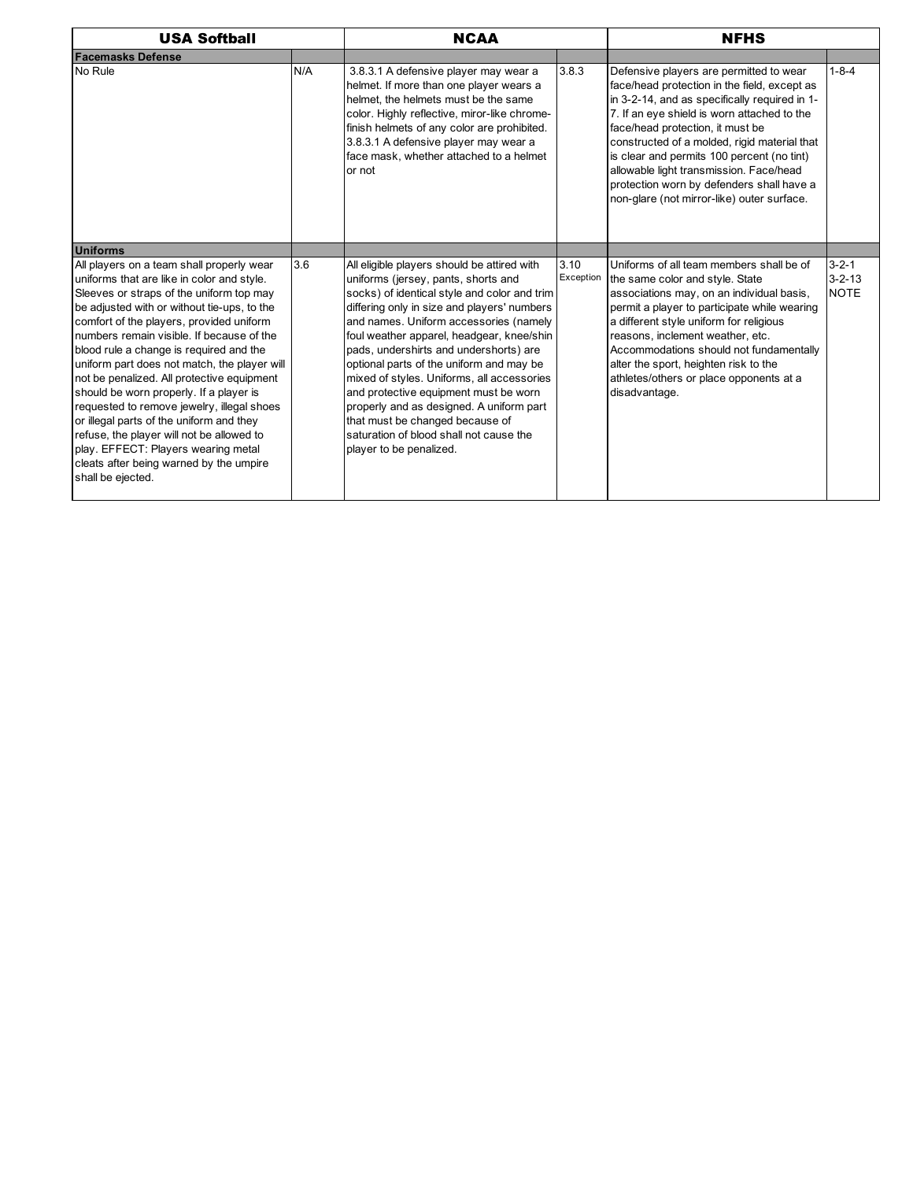| USA Softball | | NCAA | | NFHS | |
|---|---|---|---|---|---|
| **Facemasks Defense** | | | | | |
| No Rule | N/A | 3.8.3.1 A defensive player may wear a helmet. If more than one player wears a helmet, the helmets must be the same color. Highly reflective, miror-like chrome-finish helmets of any color are prohibited. 3.8.3.1 A defensive player may wear a face mask, whether attached to a helmet or not | 3.8.3 | Defensive players are permitted to wear face/head protection in the field, except as in 3-2-14, and as specifically required in 1-7. If an eye shield is worn attached to the face/head protection, it must be constructed of a molded, rigid material that is clear and permits 100 percent (no tint) allowable light transmission. Face/head protection worn by defenders shall have a non-glare (not mirror-like) outer surface. | 1-8-4 |
| **Uniforms** | | | | | |
| All players on a team shall properly wear uniforms that are like in color and style. Sleeves or straps of the uniform top may be adjusted with or without tie-ups, to the comfort of the players, provided uniform numbers remain visible. If because of the blood rule a change is required and the uniform part does not match, the player will not be penalized. All protective equipment should be worn properly. If a player is requested to remove jewelry, illegal shoes or illegal parts of the uniform and they refuse, the player will not be allowed to play. EFFECT: Players wearing metal cleats after being warned by the umpire shall be ejected. | 3.6 | All eligible players should be attired with uniforms (jersey, pants, shorts and socks) of identical style and color and trim differing only in size and players' numbers and names. Uniform accessories (namely foul weather apparel, headgear, knee/shin pads, undershirts and undershorts) are optional parts of the uniform and may be mixed of styles. Uniforms, all accessories and protective equipment must be worn properly and as designed. A uniform part that must be changed because of saturation of blood shall not cause the player to be penalized. | 3.10 Exception | Uniforms of all team members shall be of the same color and style. State associations may, on an individual basis, permit a player to participate while wearing a different style uniform for religious reasons, inclement weather, etc. Accommodations should not fundamentally alter the sport, heighten risk to the athletes/others or place opponents at a disadvantage. | 3-2-1 3-2-13 NOTE |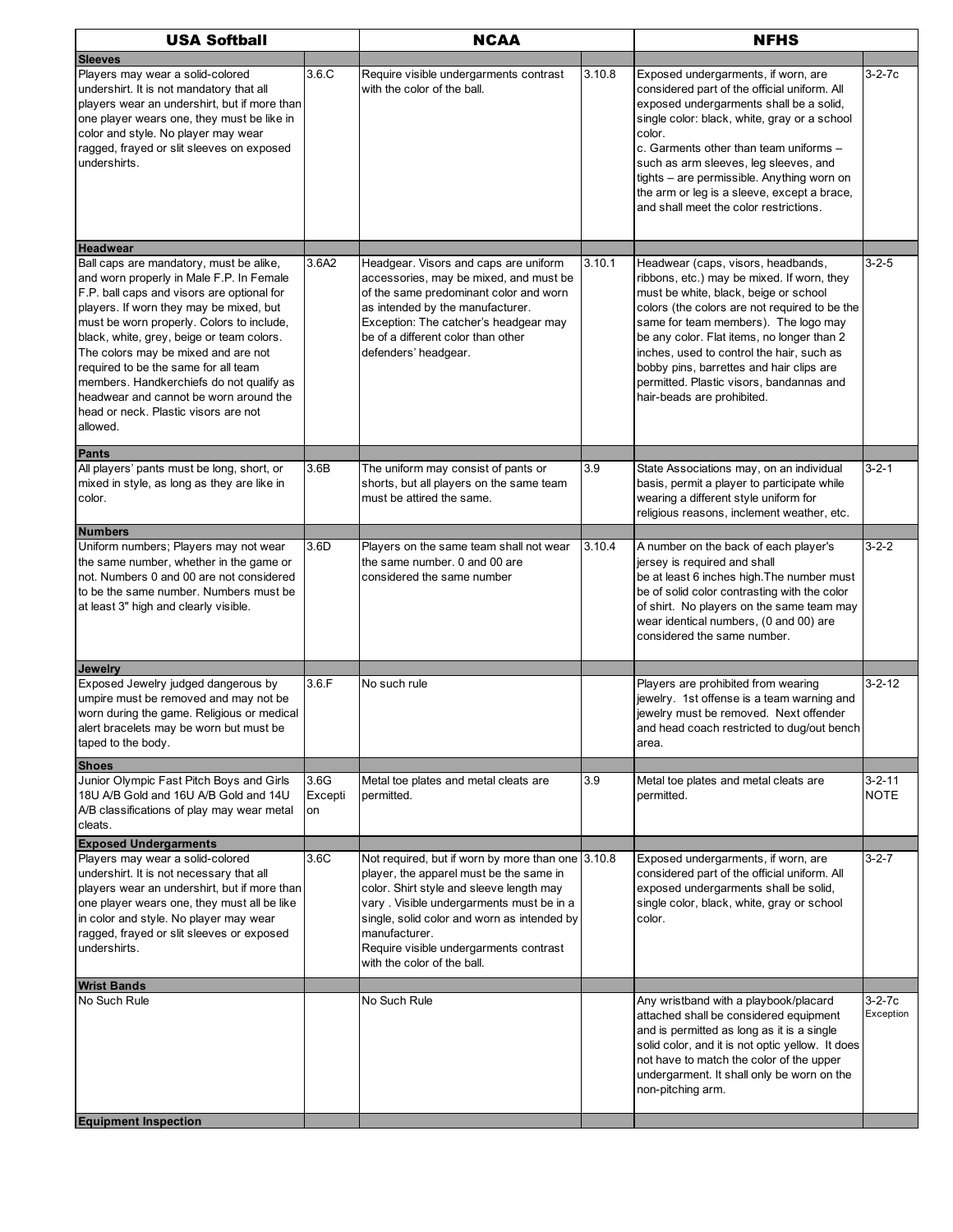| USA Softball | | NCAA | | NFHS | |
|---|---|---|---|---|---|
| **Sleeves** | | | | | |
| Players may wear a solid-colored undershirt. It is not mandatory that all players wear an undershirt, but if more than one player wears one, they must be like in color and style. No player may wear ragged, frayed or slit sleeves on exposed undershirts. | 3.6.C | Require visible undergarments contrast with the color of the ball. | 3.10.8 | Exposed undergarments, if worn, are considered part of the official uniform. All exposed undergarments shall be a solid, single color: black, white, gray or a school color.<br>c. Garments other than team uniforms – such as arm sleeves, leg sleeves, and tights – are permissible. Anything worn on the arm or leg is a sleeve, except a brace, and shall meet the color restrictions. | 3-2-7c |
| **Headwear** | | | | | |
| Ball caps are mandatory, must be alike, and worn properly in Male F.P. In Female F.P. ball caps and visors are optional for players. If worn they may be mixed, but must be worn properly. Colors to include, black, white, grey, beige or team colors. The colors may be mixed and are not required to be the same for all team members. Handkerchiefs do not qualify as headwear and cannot be worn around the head or neck. Plastic visors are not allowed. | 3.6A2 | Headgear. Visors and caps are uniform accessories, may be mixed, and must be of the same predominant color and worn as intended by the manufacturer. Exception: The catcher's headgear may be of a different color than other defenders' headgear. | 3.10.1 | Headwear (caps, visors, headbands, ribbons, etc.) may be mixed. If worn, they must be white, black, beige or school colors (the colors are not required to be the same for team members). The logo may be any color. Flat items, no longer than 2 inches, used to control the hair, such as bobby pins, barrettes and hair clips are permitted. Plastic visors, bandannas and hair-beads are prohibited. | 3-2-5 |
| **Pants** | | | | | |
| All players' pants must be long, short, or mixed in style, as long as they are like in color. | 3.6B | The uniform may consist of pants or shorts, but all players on the same team must be attired the same. | 3.9 | State Associations may, on an individual basis, permit a player to participate while wearing a different style uniform for religious reasons, inclement weather, etc. | 3-2-1 |
| **Numbers** | | | | | |
| Uniform numbers; Players may not wear the same number, whether in the game or not. Numbers 0 and 00 are not considered to be the same number. Numbers must be at least 3" high and clearly visible. | 3.6D | Players on the same team shall not wear the same number. 0 and 00 are considered the same number | 3.10.4 | A number on the back of each player's jersey is required and shall be at least 6 inches high.The number must be of solid color contrasting with the color of shirt. No players on the same team may wear identical numbers, (0 and 00) are considered the same number. | 3-2-2 |
| **Jewelry** | | | | | |
| Exposed Jewelry judged dangerous by umpire must be removed and may not be worn during the game. Religious or medical alert bracelets may be worn but must be taped to the body. | 3.6.F | No such rule | | Players are prohibited from wearing jewelry. 1st offense is a team warning and jewelry must be removed. Next offender and head coach restricted to dug/out bench area. | 3-2-12 |
| **Shoes** | | | | | |
| Junior Olympic Fast Pitch Boys and Girls 18U A/B Gold and 16U A/B Gold and 14U A/B classifications of play may wear metal cleats. | 3.6G Exception | Metal toe plates and metal cleats are permitted. | 3.9 | Metal toe plates and metal cleats are permitted. | 3-2-11 NOTE |
| **Exposed Undergarments** | | | | | |
| Players may wear a solid-colored undershirt. It is not necessary that all players wear an undershirt, but if more than one player wears one, they must all be like in color and style. No player may wear ragged, frayed or slit sleeves or exposed undershirts. | 3.6C | Not required, but if worn by more than one player, the apparel must be the same in color. Shirt style and sleeve length may vary . Visible undergarments must be in a single, solid color and worn as intended by manufacturer.<br>Require visible undergarments contrast with the color of the ball. | 3.10.8 | Exposed undergarments, if worn, are considered part of the official uniform. All exposed undergarments shall be solid, single color, black, white, gray or school color. | 3-2-7 |
| **Wrist Bands** | | | | | |
| No Such Rule | | No Such Rule | | Any wristband with a playbook/placard attached shall be considered equipment and is permitted as long as it is a single solid color, and it is not optic yellow. It does not have to match the color of the upper undergarment. It shall only be worn on the non-pitching arm. | 3-2-7c Exception |
| **Equipment Inspection** | | | | | |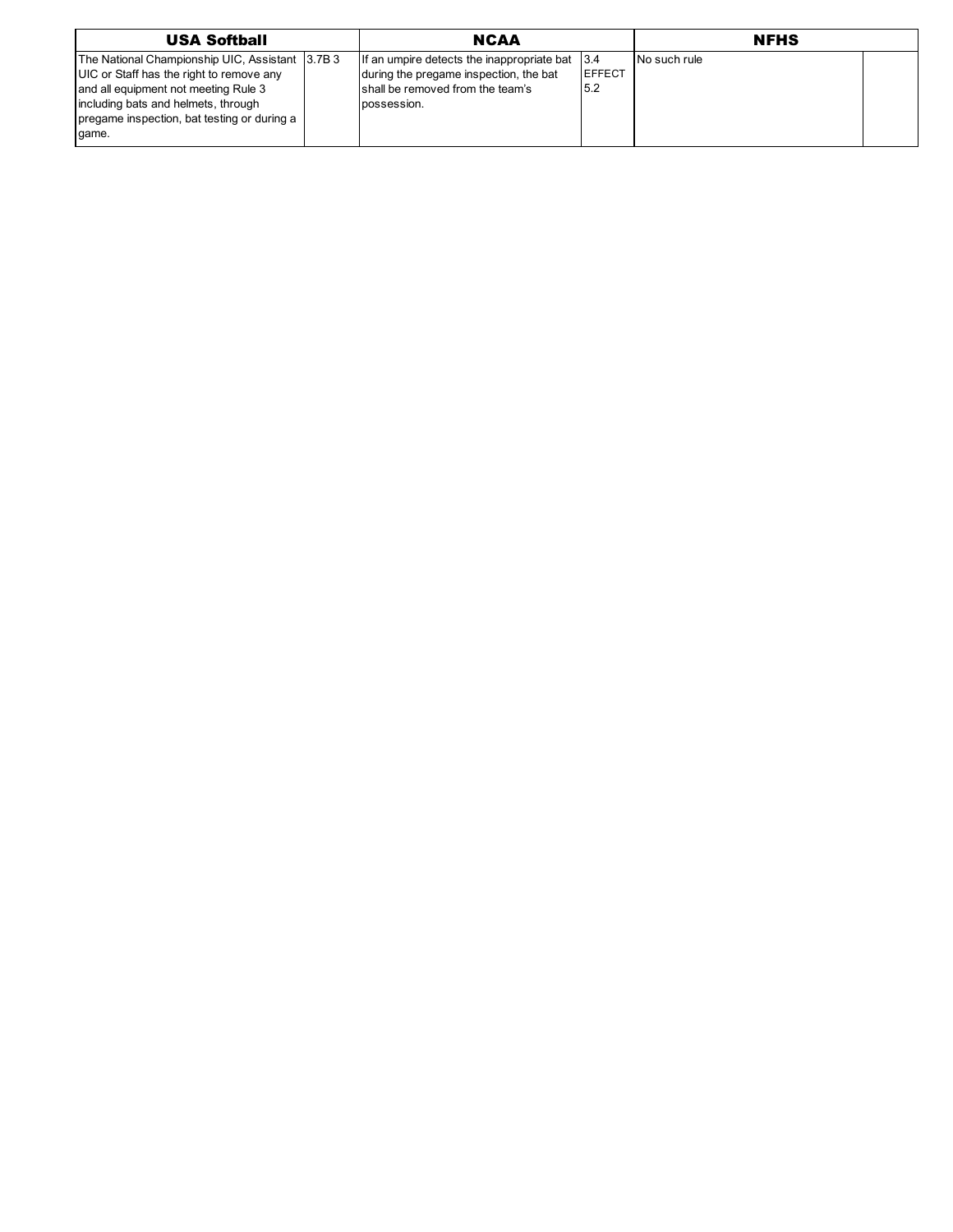| USA Softball | | NCAA | | NFHS | |
|---|---|---|---|---|---|
| The National Championship UIC, Assistant UIC or Staff has the right to remove any and all equipment not meeting Rule 3 including bats and helmets, through pregame inspection, bat testing or during a game. | 3.7B 3 | If an umpire detects the inappropriate bat during the pregame inspection, the bat shall be removed from the team's possession. | 3.4 EFFECT 5.2 | No such rule | |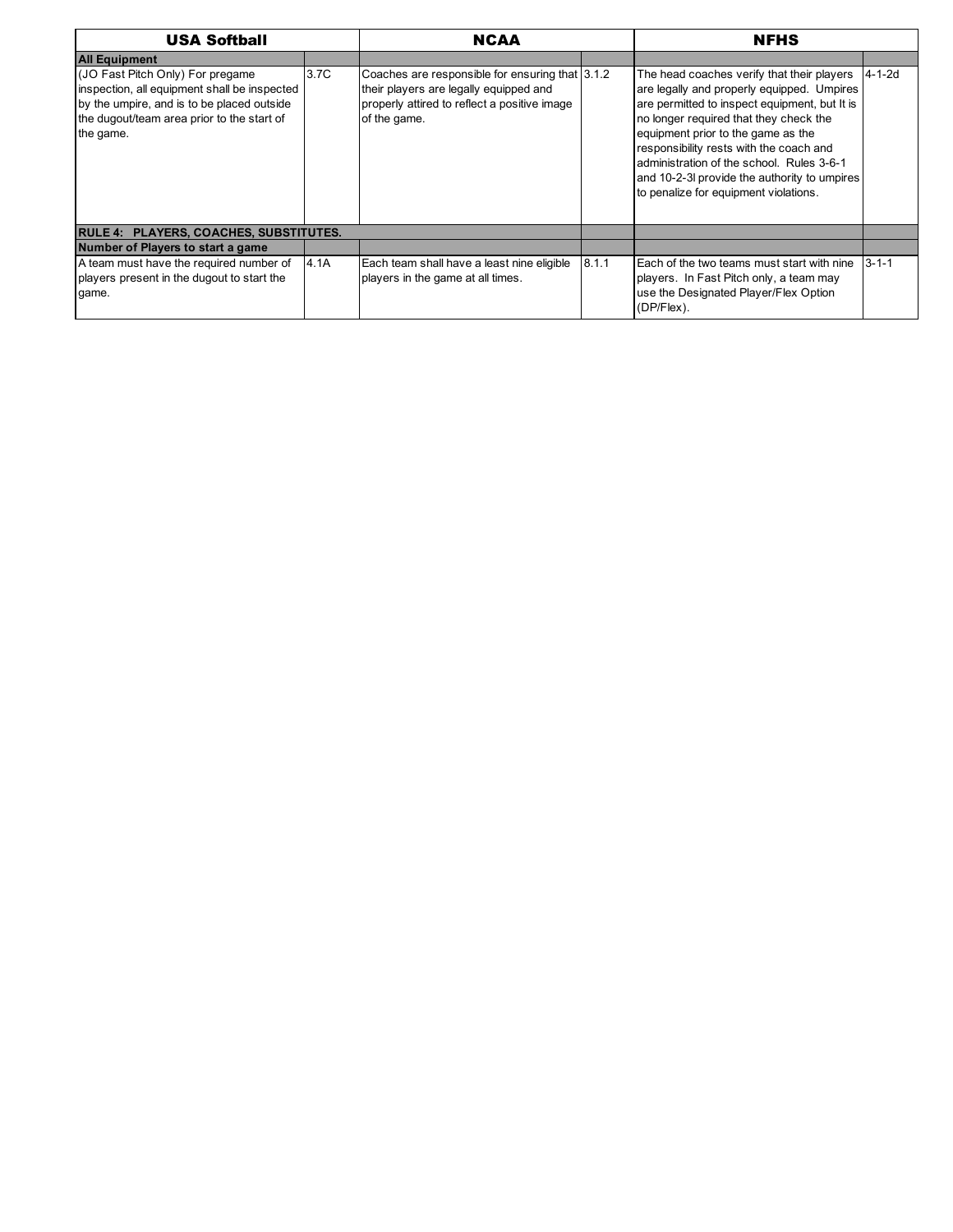| USA Softball | | NCAA | | NFHS | |
|---|---|---|---|---|---|
| **All Equipment** | | | | | |
| (JO Fast Pitch Only) For pregame inspection, all equipment shall be inspected by the umpire, and is to be placed outside the dugout/team area prior to the start of the game. | 3.7C | Coaches are responsible for ensuring that their players are legally equipped and properly attired to reflect a positive image of the game. | 3.1.2 | The head coaches verify that their players are legally and properly equipped. Umpires are permitted to inspect equipment, but It is no longer required that they check the equipment prior to the game as the responsibility rests with the coach and administration of the school. Rules 3-6-1 and 10-2-3l provide the authority to umpires to penalize for equipment violations. | 4-1-2d |
| **RULE 4: PLAYERS, COACHES, SUBSTITUTES.** | | | | | |
| **Number of Players to start a game** | | | | | |
| A team must have the required number of players present in the dugout to start the game. | 4.1A | Each team shall have a least nine eligible players in the game at all times. | 8.1.1 | Each of the two teams must start with nine players. In Fast Pitch only, a team may use the Designated Player/Flex Option (DP/Flex). | 3-1-1 |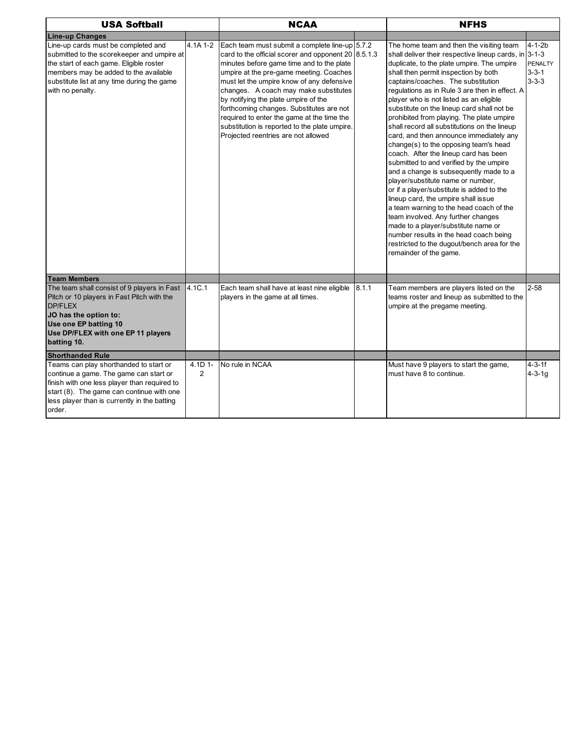| USA Softball | | NCAA | | NFHS | |
|---|---|---|---|---|---|
| **Line-up Changes** | | | | | |
| Line-up cards must be completed and submitted to the scorekeeper and umpire at the start of each game. Eligible roster members may be added to the available substitute list at any time during the game with no penalty. | 4.1A 1-2 | Each team must submit a complete line-up card to the official scorer and opponent 20 minutes before game time and to the plate umpire at the pre-game meeting. Coaches must let the umpire know of any defensive changes. A coach may make substitutes by notifying the plate umpire of the forthcoming changes. Substitutes are not required to enter the game at the time the substitution is reported to the plate umpire. Projected reentries are not allowed | 5.7.2 8.5.1.3 | The home team and then the visiting team shall deliver their respective lineup cards, in duplicate, to the plate umpire. The umpire shall then permit inspection by both captains/coaches. The substitution regulations as in Rule 3 are then in effect. A player who is not listed as an eligible substitute on the lineup card shall not be prohibited from playing. The plate umpire shall record all substitutions on the lineup card, and then announce immediately any change(s) to the opposing team's head coach. After the lineup card has been submitted to and verified by the umpire and a change is subsequently made to a player/substitute name or number, or if a player/substitute is added to the lineup card, the umpire shall issue a team warning to the head coach of the team involved. Any further changes made to a player/substitute name or number results in the head coach being restricted to the dugout/bench area for the remainder of the game. | 4-1-2b 3-1-3 PENALTY 3-3-1 3-3-3 |
| **Team Members** | | | | | |
| The team shall consist of 9 players in Fast Pitch or 10 players in Fast Pitch with the DP/FLEX **JO has the option to: Use one EP batting 10 Use DP/FLEX with one EP 11 players batting 10.** | 4.1C.1 | Each team shall have at least nine eligible players in the game at all times. | 8.1.1 | Team members are players listed on the teams roster and lineup as submitted to the umpire at the pregame meeting. | 2-58 |
| **Shorthanded Rule** | | | | | |
| Teams can play shorthanded to start or continue a game. The game can start or finish with one less player than required to start (8). The game can continue with one less player than is currently in the batting order. | 4.1D 1-2 | No rule in NCAA | | Must have 9 players to start the game, must have 8 to continue. | 4-3-1f 4-3-1g |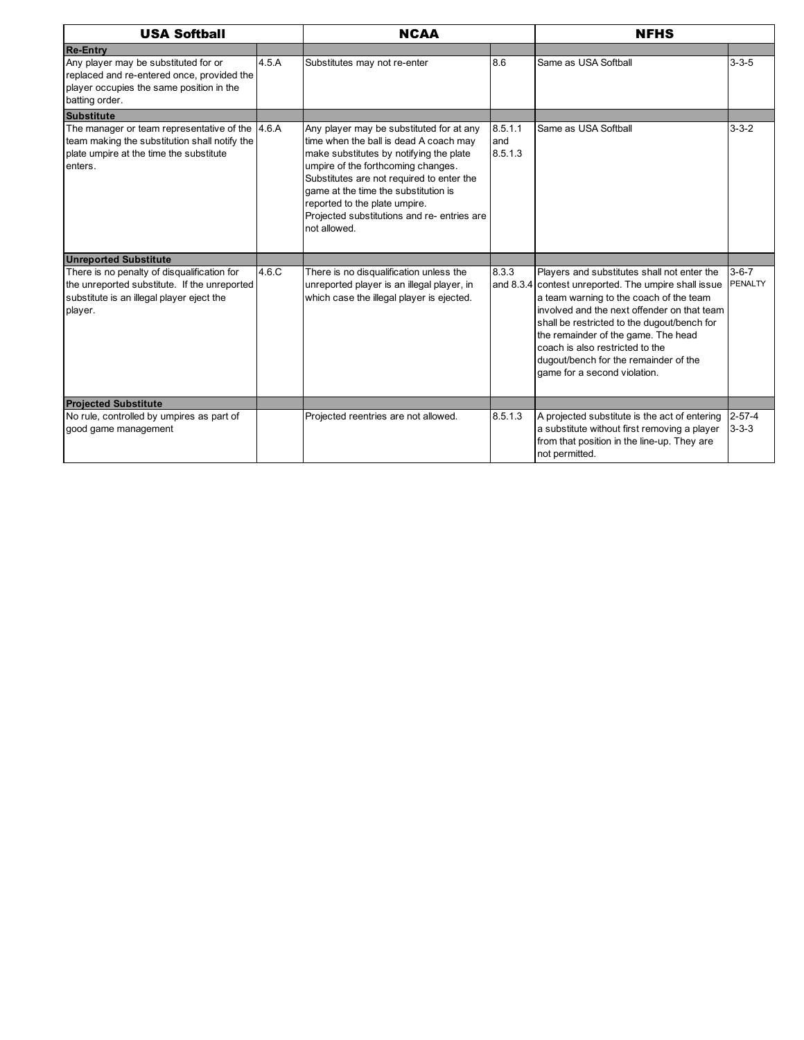| USA Softball | | NCAA | | NFHS | |
|---|---|---|---|---|---|
| **Re-Entry** | | | | | |
| Any player may be substituted for or replaced and re-entered once, provided the player occupies the same position in the batting order. | 4.5.A | Substitutes may not re-enter | 8.6 | Same as USA Softball | 3-3-5 |
| **Substitute** | | | | | |
| The manager or team representative of the team making the substitution shall notify the plate umpire at the time the substitute enters. | 4.6.A | Any player may be substituted for at any time when the ball is dead A coach may make substitutes by notifying the plate umpire of the forthcoming changes. Substitutes are not required to enter the game at the time the substitution is reported to the plate umpire. Projected substitutions and re- entries are not allowed. | 8.5.1.1 and 8.5.1.3 | Same as USA Softball | 3-3-2 |
| **Unreported Substitute** | | | | | |
| There is no penalty of disqualification for the unreported substitute. If the unreported substitute is an illegal player eject the player. | 4.6.C | There is no disqualification unless the unreported player is an illegal player, in which case the illegal player is ejected. | 8.3.3 and 8.3.4 | Players and substitutes shall not enter the contest unreported. The umpire shall issue a team warning to the coach of the team involved and the next offender on that team shall be restricted to the dugout/bench for the remainder of the game. The head coach is also restricted to the dugout/bench for the remainder of the game for a second violation. | 3-6-7 PENALTY |
| **Projected Substitute** | | | | | |
| No rule, controlled by umpires as part of good game management | | Projected reentries are not allowed. | 8.5.1.3 | A projected substitute is the act of entering a substitute without first removing a player from that position in the line-up. They are not permitted. | 2-57-4 3-3-3 |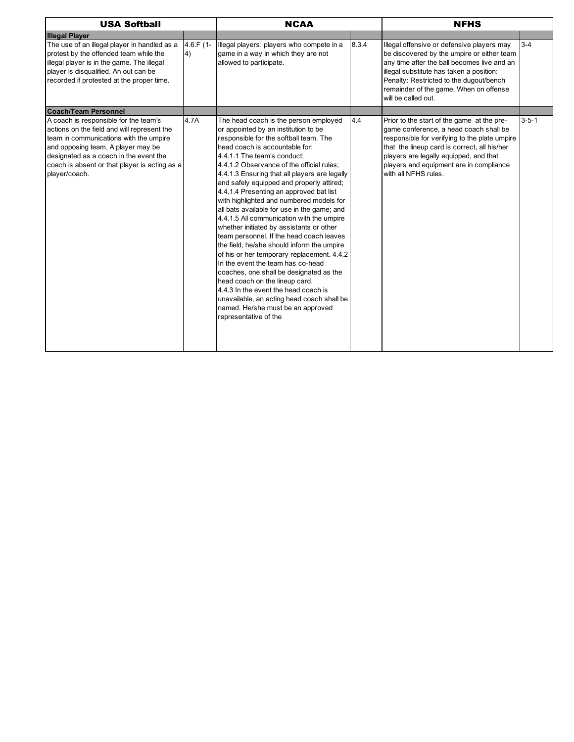| USA Softball | | NCAA | | NFHS | |
|---|---|---|---|---|---|
| **Illegal Player** | | | | | |
| The use of an illegal player in handled as a protest by the offended team while the illegal player is in the game. The illegal player is disqualified. An out can be recorded if protested at the proper time. | 4.6.F (1-4) | Illegal players: players who compete in a game in a way in which they are not allowed to participate. | 8.3.4 | Illegal offensive or defensive players may be discovered by the umpire or either team any time after the ball becomes live and an illegal substitute has taken a position: Penalty: Restricted to the dugout/bench remainder of the game. When on offense will be called out. | 3-4 |
| **Coach/Team Personnel** | | | | | |
| A coach is responsible for the team's actions on the field and will represent the team in communications with the umpire and opposing team. A player may be designated as a coach in the event the coach is absent or that player is acting as a player/coach. | 4.7A | The head coach is the person employed or appointed by an institution to be responsible for the softball team. The head coach is accountable for: 4.4.1.1 The team's conduct; 4.4.1.2 Observance of the official rules; 4.4.1.3 Ensuring that all players are legally and safely equipped and properly attired; 4.4.1.4 Presenting an approved bat list with highlighted and numbered models for all bats available for use in the game; and 4.4.1.5 All communication with the umpire whether initiated by assistants or other team personnel. If the head coach leaves the field, he/she should inform the umpire of his or her temporary replacement. 4.4.2 In the event the team has co-head coaches, one shall be designated as the head coach on the lineup card. 4.4.3 In the event the head coach is unavailable, an acting head coach shall be named. He/she must be an approved representative of the | 4.4 | Prior to the start of the game at the pre-game conference, a head coach shall be responsible for verifying to the plate umpire that the lineup card is correct, all his/her players are legally equipped, and that players and equipment are in compliance with all NFHS rules. | 3-5-1 |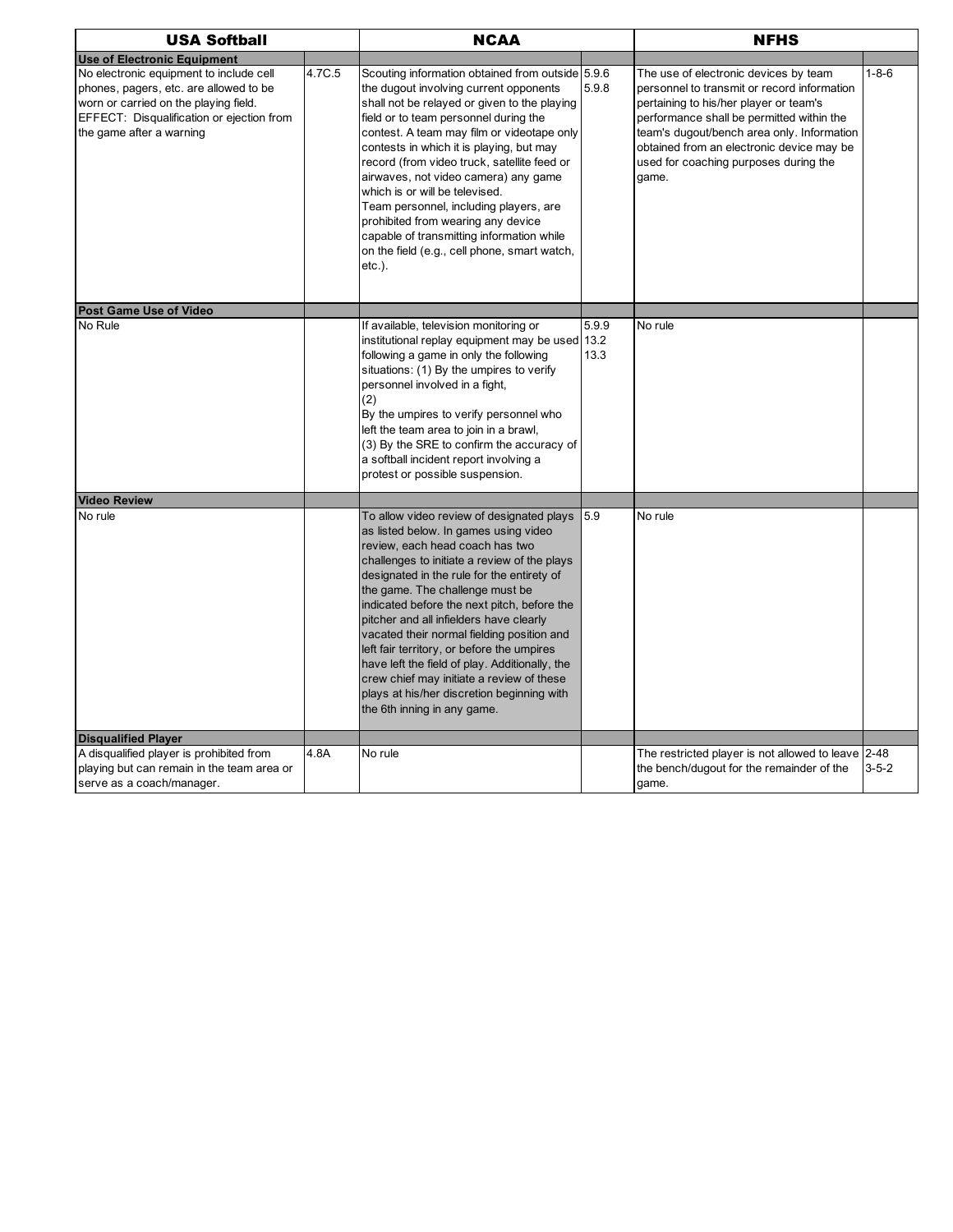| USA Softball | | NCAA | | NFHS | |
|---|---|---|---|---|---|
| **Use of Electronic Equipment** | | | | | |
| No electronic equipment to include cell phones, pagers, etc. are allowed to be worn or carried on the playing field. EFFECT: Disqualification or ejection from the game after a warning | 4.7C.5 | Scouting information obtained from outside the dugout involving current opponents shall not be relayed or given to the playing field or to team personnel during the contest. A team may film or videotape only contests in which it is playing, but may record (from video truck, satellite feed or airwaves, not video camera) any game which is or will be televised. Team personnel, including players, are prohibited from wearing any device capable of transmitting information while on the field (e.g., cell phone, smart watch, etc.). | 5.9.6 5.9.8 | The use of electronic devices by team personnel to transmit or record information pertaining to his/her player or team's performance shall be permitted within the team's dugout/bench area only. Information obtained from an electronic device may be used for coaching purposes during the game. | 1-8-6 |
| **Post Game Use of Video** | | | | | |
| No Rule | | If available, television monitoring or institutional replay equipment may be used following a game in only the following situations: (1) By the umpires to verify personnel involved in a fight, (2) By the umpires to verify personnel who left the team area to join in a brawl, (3) By the SRE to confirm the accuracy of a softball incident report involving a protest or possible suspension. | 5.9.9 13.2 13.3 | No rule | |
| **Video Review** | | | | | |
| No rule | | To allow video review of designated plays as listed below. In games using video review, each head coach has two challenges to initiate a review of the plays designated in the rule for the entirety of the game. The challenge must be indicated before the next pitch, before the pitcher and all infielders have clearly vacated their normal fielding position and left fair territory, or before the umpires have left the field of play. Additionally, the crew chief may initiate a review of these plays at his/her discretion beginning with the 6th inning in any game. | 5.9 | No rule | |
| **Disqualified Player** | | | | | |
| A disqualified player is prohibited from playing but can remain in the team area or serve as a coach/manager. | 4.8A | No rule | | The restricted player is not allowed to leave the bench/dugout for the remainder of the game. | 2-48 3-5-2 |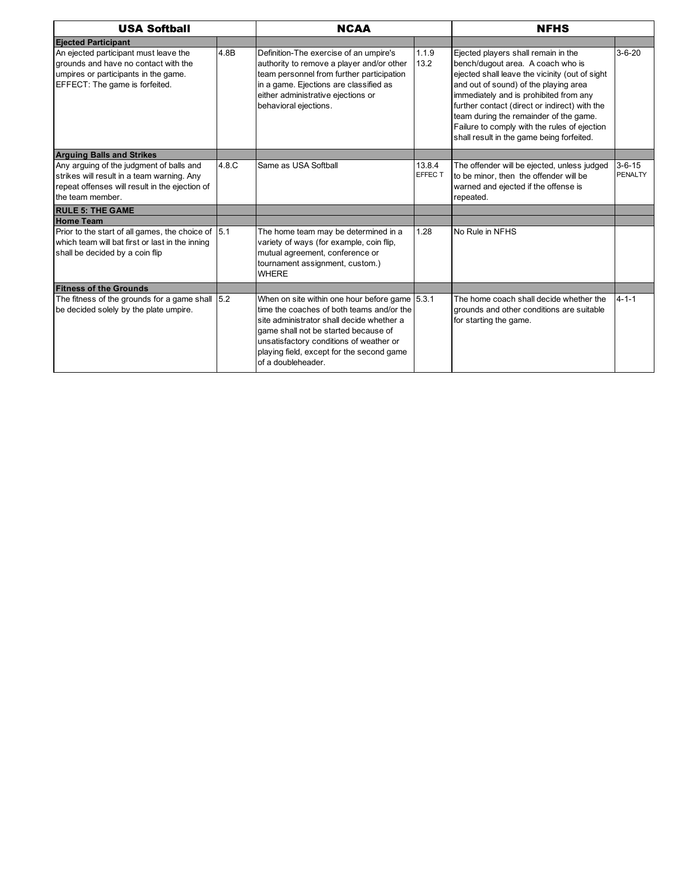| USA Softball | | NCAA | | NFHS | |
|---|---|---|---|---|---|
| **Ejected Participant** | | | | | |
| An ejected participant must leave the grounds and have no contact with the umpires or participants in the game. EFFECT: The game is forfeited. | 4.8B | Definition-The exercise of an umpire's authority to remove a player and/or other team personnel from further participation in a game. Ejections are classified as either administrative ejections or behavioral ejections. | 1.1.9 13.2 | Ejected players shall remain in the bench/dugout area. A coach who is ejected shall leave the vicinity (out of sight and out of sound) of the playing area immediately and is prohibited from any further contact (direct or indirect) with the team during the remainder of the game. Failure to comply with the rules of ejection shall result in the game being forfeited. | 3-6-20 |
| **Arguing Balls and Strikes** | | | | | |
| Any arguing of the judgment of balls and strikes will result in a team warning. Any repeat offenses will result in the ejection of the team member. | 4.8.C | Same as USA Softball | 13.8.4 EFFECT | The offender will be ejected, unless judged to be minor, then the offender will be warned and ejected if the offense is repeated. | 3-6-15 PENALTY |
| **RULE 5: THE GAME** | | | | | |
| **Home Team** | | | | | |
| Prior to the start of all games, the choice of which team will bat first or last in the inning shall be decided by a coin flip | 5.1 | The home team may be determined in a variety of ways (for example, coin flip, mutual agreement, conference or tournament assignment, custom.) WHERE | 1.28 | No Rule in NFHS | |
| **Fitness of the Grounds** | | | | | |
| The fitness of the grounds for a game shall be decided solely by the plate umpire. | 5.2 | When on site within one hour before game time the coaches of both teams and/or the site administrator shall decide whether a game shall not be started because of unsatisfactory conditions of weather or playing field, except for the second game of a doubleheader. | 5.3.1 | The home coach shall decide whether the grounds and other conditions are suitable for starting the game. | 4-1-1 |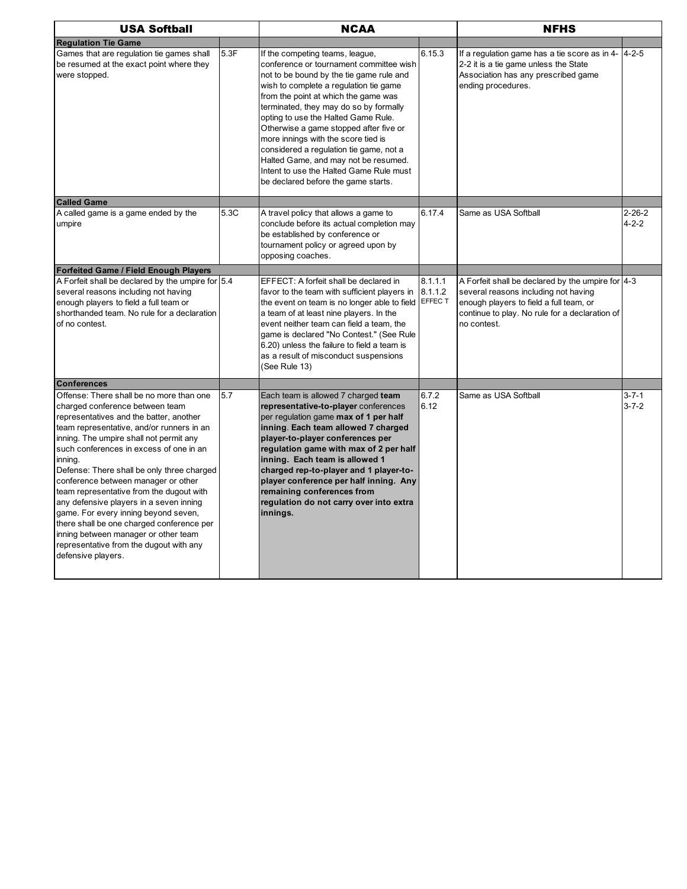| USA Softball | | NCAA | | NFHS | |
|---|---|---|---|---|---|
| **Regulation Tie Game** | | | | | |
| Games that are regulation tie games shall be resumed at the exact point where they were stopped. | 5.3F | If the competing teams, league, conference or tournament committee wish not to be bound by the tie game rule and wish to complete a regulation tie game from the point at which the game was terminated, they may do so by formally opting to use the Halted Game Rule. Otherwise a game stopped after five or more innings with the score tied is considered a regulation tie game, not a Halted Game, and may not be resumed. Intent to use the Halted Game Rule must be declared before the game starts. | 6.15.3 | If a regulation game has a tie score as in 4-2-2 it is a tie game unless the State Association has any prescribed game ending procedures. | 4-2-5 |
| **Called Game** | | | | | |
| A called game is a game ended by the umpire | 5.3C | A travel policy that allows a game to conclude before its actual completion may be established by conference or tournament policy or agreed upon by opposing coaches. | 6.17.4 | Same as USA Softball | 2-26-2<br>4-2-2 |
| **Forfeited Game / Field Enough Players** | | | | | |
| A Forfeit shall be declared by the umpire for several reasons including not having enough players to field a full team or shorthanded team. No rule for a declaration of no contest. | 5.4 | EFFECT: A forfeit shall be declared in favor to the team with sufficient players in the event on team is no longer able to field a team of at least nine players. In the event neither team can field a team, the game is declared "No Contest." (See Rule 6.20) unless the failure to field a team is as a result of misconduct suspensions (See Rule 13) | 8.1.1.1<br>8.1.1.2<br>EFFECT | A Forfeit shall be declared by the umpire for several reasons including not having enough players to field a full team, or continue to play. No rule for a declaration of no contest. | 4-3 |
| **Conferences** | | | | | |
| Offense: There shall be no more than one charged conference between team representatives and the batter, another team representative, and/or runners in an inning. The umpire shall not permit any such conferences in excess of one in an inning.<br>Defense: There shall be only three charged conference between manager or other team representative from the dugout with any defensive players in a seven inning game. For every inning beyond seven, there shall be one charged conference per inning between manager or other team representative from the dugout with any defensive players. | 5.7 | Each team is allowed 7 charged **team representative-to-player** conferences per regulation game **max of 1 per half inning**. **Each team allowed 7 charged player-to-player conferences per regulation game with max of 2 per half inning. Each team is allowed 1 charged rep-to-player and 1 player-to-player conference per half inning. Any remaining conferences from regulation do not carry over into extra innings.** | 6.7.2<br>6.12 | Same as USA Softball | 3-7-1<br>3-7-2 |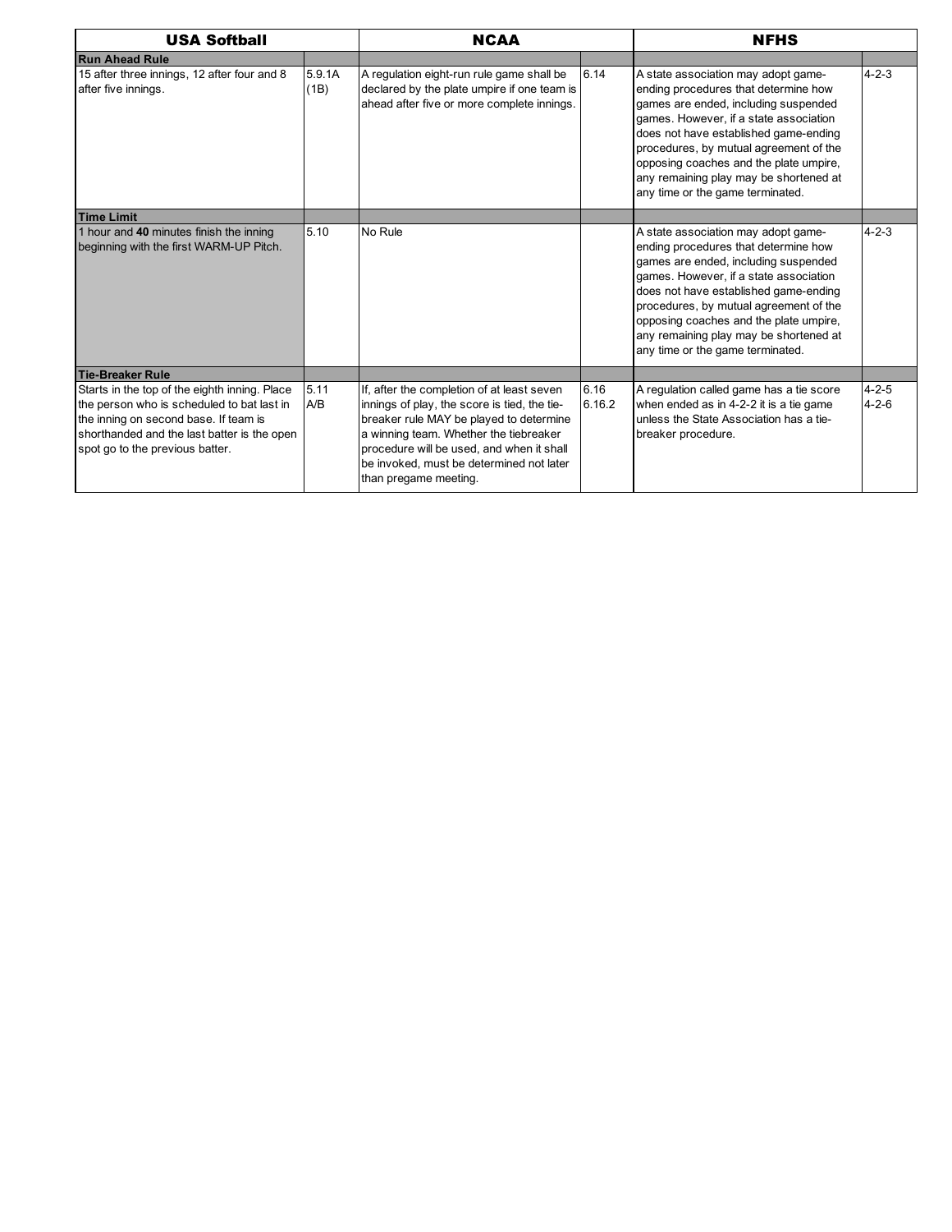| USA Softball | | NCAA | | NFHS | |
|---|---|---|---|---|---|
| **Run Ahead Rule** | | | | | |
| 15 after three innings, 12 after four and 8 after five innings. | 5.9.1A (1B) | A regulation eight-run rule game shall be declared by the plate umpire if one team is ahead after five or more complete innings. | 6.14 | A state association may adopt game-ending procedures that determine how games are ended, including suspended games. However, if a state association does not have established game-ending procedures, by mutual agreement of the opposing coaches and the plate umpire, any remaining play may be shortened at any time or the game terminated. | 4-2-3 |
| **Time Limit** | | | | | |
| 1 hour and **40** minutes finish the inning beginning with the first WARM-UP Pitch. | 5.10 | No Rule | | A state association may adopt game-ending procedures that determine how games are ended, including suspended games. However, if a state association does not have established game-ending procedures, by mutual agreement of the opposing coaches and the plate umpire, any remaining play may be shortened at any time or the game terminated. | 4-2-3 |
| **Tie-Breaker Rule** | | | | | |
| Starts in the top of the eighth inning. Place the person who is scheduled to bat last in the inning on second base. If team is shorthanded and the last batter is the open spot go to the previous batter. | 5.11 A/B | If, after the completion of at least seven innings of play, the score is tied, the tie-breaker rule MAY be played to determine a winning team. Whether the tiebreaker procedure will be used, and when it shall be invoked, must be determined not later than pregame meeting. | 6.16 6.16.2 | A regulation called game has a tie score when ended as in 4-2-2 it is a tie game unless the State Association has a tie-breaker procedure. | 4-2-5 4-2-6 |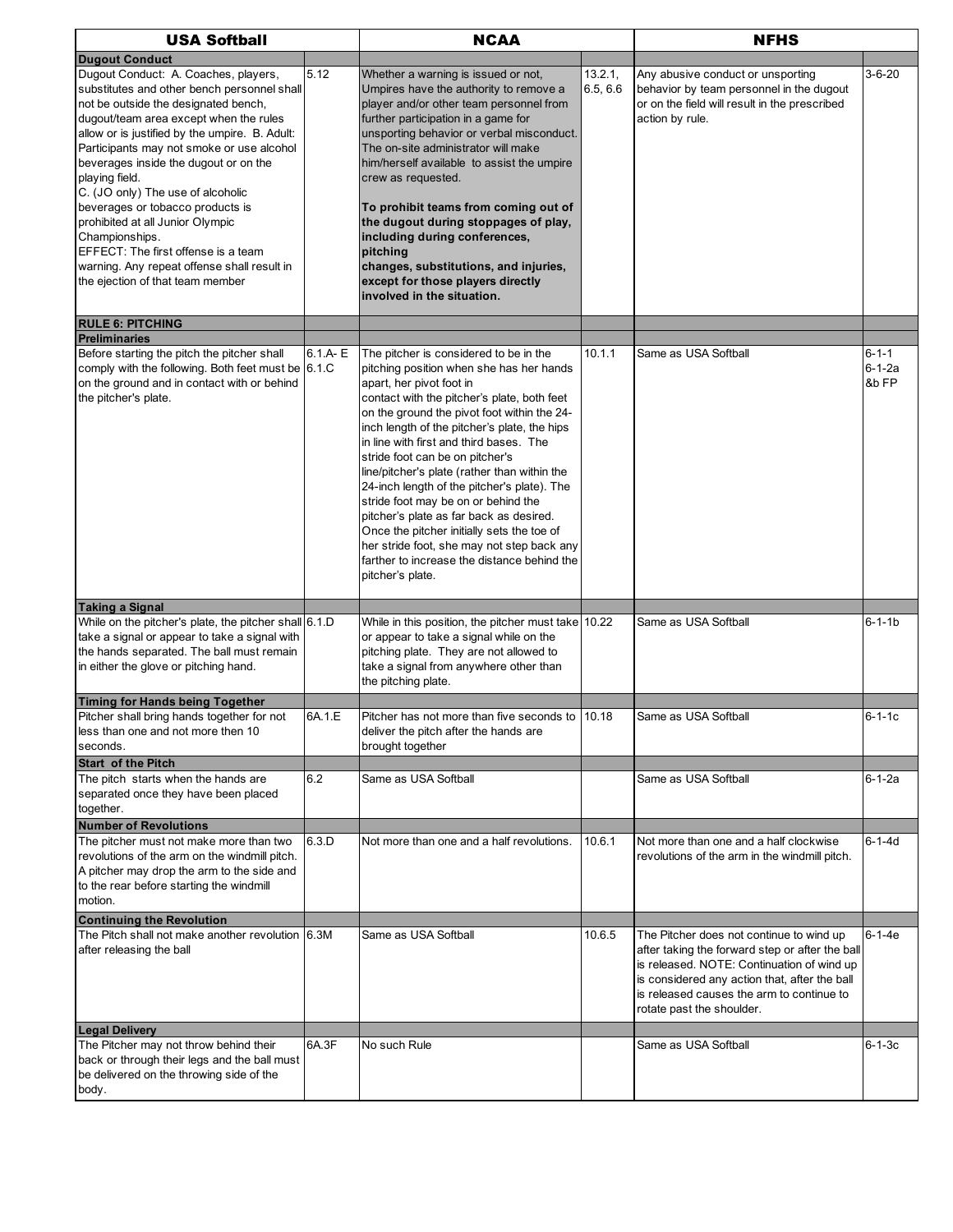| USA Softball | | NCAA | | NFHS | |
|---|---|---|---|---|---|
| **Dugout Conduct** | | | | | |
| Dugout Conduct: A. Coaches, players, substitutes and other bench personnel shall not be outside the designated bench, dugout/team area except when the rules allow or is justified by the umpire. B. Adult: Participants may not smoke or use alcohol beverages inside the dugout or on the playing field.<br>C. (JO only) The use of alcoholic beverages or tobacco products is prohibited at all Junior Olympic Championships.<br>EFFECT: The first offense is a team warning. Any repeat offense shall result in the ejection of that team member | 5.12 | Whether a warning is issued or not, Umpires have the authority to remove a player and/or other team personnel from further participation in a game for unsporting behavior or verbal misconduct. The on-site administrator will make him/herself available to assist the umpire crew as requested.<br><br>**To prohibit teams from coming out of the dugout during stoppages of play, including during conferences, pitching changes, substitutions, and injuries, except for those players directly involved in the situation.** | 13.2.1, 6.5, 6.6 | Any abusive conduct or unsporting behavior by team personnel in the dugout or on the field will result in the prescribed action by rule. | 3-6-20 |
| **RULE 6: PITCHING** | | | | | |
| **Preliminaries** | | | | | |
| Before starting the pitch the pitcher shall comply with the following. Both feet must be on the ground and in contact with or behind the pitcher's plate. | 6.1.A- E 6.1.C | The pitcher is considered to be in the pitching position when she has her hands apart, her pivot foot in contact with the pitcher's plate, both feet on the ground the pivot foot within the 24-inch length of the pitcher's plate, the hips in line with first and third bases. The stride foot can be on pitcher's line/pitcher's plate (rather than within the 24-inch length of the pitcher's plate). The stride foot may be on or behind the pitcher's plate as far back as desired. Once the pitcher initially sets the toe of her stride foot, she may not step back any farther to increase the distance behind the pitcher's plate. | 10.1.1 | Same as USA Softball | 6-1-1 6-1-2a &b FP |
| **Taking a Signal** | | | | | |
| While on the pitcher's plate, the pitcher shall take a signal or appear to take a signal with the hands separated. The ball must remain in either the glove or pitching hand. | 6.1.D | While in this position, the pitcher must take or appear to take a signal while on the pitching plate. They are not allowed to take a signal from anywhere other than the pitching plate. | 10.22 | Same as USA Softball | 6-1-1b |
| **Timing for Hands being Together** | | | | | |
| Pitcher shall bring hands together for not less than one and not more then 10 seconds. | 6A.1.E | Pitcher has not more than five seconds to deliver the pitch after the hands are brought together | 10.18 | Same as USA Softball | 6-1-1c |
| **Start of the Pitch** | | | | | |
| The pitch starts when the hands are separated once they have been placed together. | 6.2 | Same as USA Softball | | Same as USA Softball | 6-1-2a |
| **Number of Revolutions** | | | | | |
| The pitcher must not make more than two revolutions of the arm on the windmill pitch. A pitcher may drop the arm to the side and to the rear before starting the windmill motion. | 6.3.D | Not more than one and a half revolutions. | 10.6.1 | Not more than one and a half clockwise revolutions of the arm in the windmill pitch. | 6-1-4d |
| **Continuing the Revolution** | | | | | |
| The Pitch shall not make another revolution after releasing the ball | 6.3M | Same as USA Softball | 10.6.5 | The Pitcher does not continue to wind up after taking the forward step or after the ball is released. NOTE: Continuation of wind up is considered any action that, after the ball is released causes the arm to continue to rotate past the shoulder. | 6-1-4e |
| **Legal Delivery** | | | | | |
| The Pitcher may not throw behind their back or through their legs and the ball must be delivered on the throwing side of the body. | 6A.3F | No such Rule | | Same as USA Softball | 6-1-3c |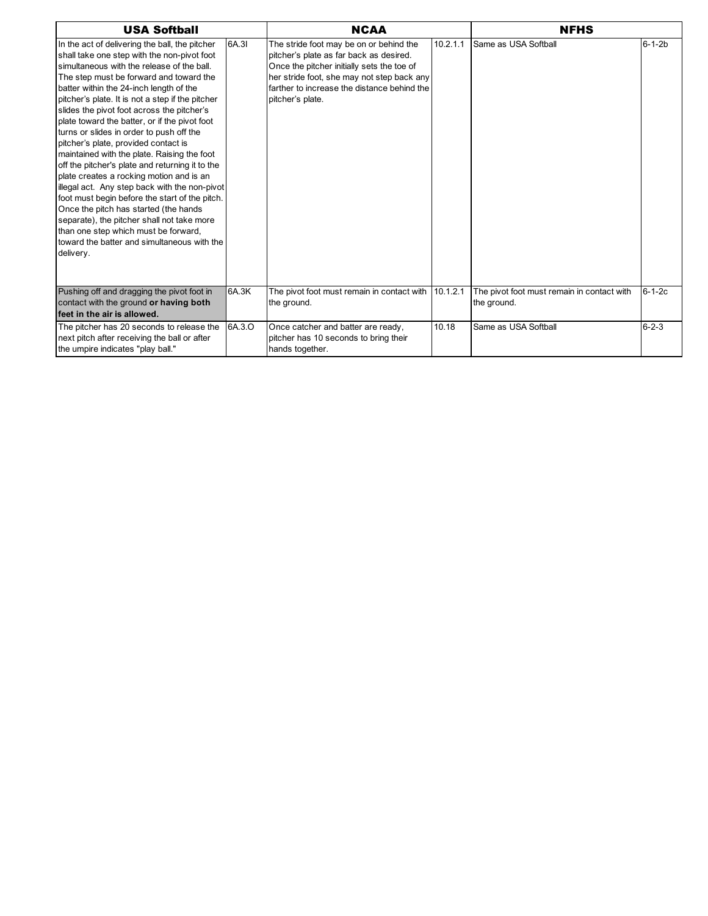| USA Softball | | NCAA | | NFHS | |
|---|---|---|---|---|---|
| In the act of delivering the ball, the pitcher shall take one step with the non-pivot foot simultaneous with the release of the ball. The step must be forward and toward the batter within the 24-inch length of the pitcher's plate. It is not a step if the pitcher slides the pivot foot across the pitcher's plate toward the batter, or if the pivot foot turns or slides in order to push off the pitcher's plate, provided contact is maintained with the plate. Raising the foot off the pitcher's plate and returning it to the plate creates a rocking motion and is an illegal act. Any step back with the non-pivot foot must begin before the start of the pitch. Once the pitch has started (the hands separate), the pitcher shall not take more than one step which must be forward, toward the batter and simultaneous with the delivery. | 6A.3I | The stride foot may be on or behind the pitcher's plate as far back as desired. Once the pitcher initially sets the toe of her stride foot, she may not step back any farther to increase the distance behind the pitcher's plate. | 10.2.1.1 | Same as USA Softball | 6-1-2b |
| Pushing off and dragging the pivot foot in contact with the ground **or having both feet in the air is allowed.** | 6A.3K | The pivot foot must remain in contact with the ground. | 10.1.2.1 | The pivot foot must remain in contact with the ground. | 6-1-2c |
| The pitcher has 20 seconds to release the next pitch after receiving the ball or after the umpire indicates "play ball." | 6A.3.O | Once catcher and batter are ready, pitcher has 10 seconds to bring their hands together. | 10.18 | Same as USA Softball | 6-2-3 |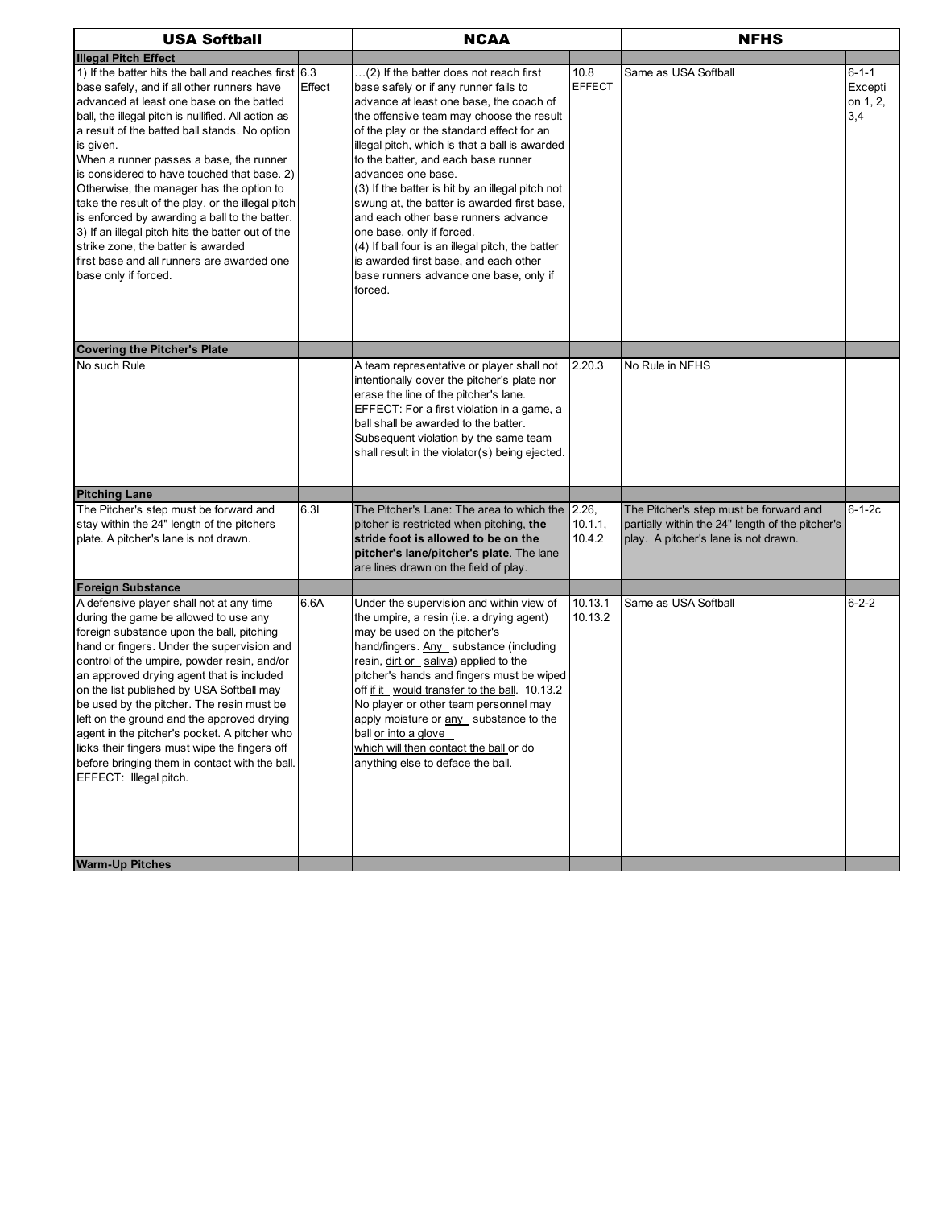| USA Softball | | NCAA | | NFHS | |
|---|---|---|---|---|---|
| **Illegal Pitch Effect** | | | | | |
| 1) If the batter hits the ball and reaches first base safely, and if all other runners have advanced at least one base on the batted ball, the illegal pitch is nullified. All action as a result of the batted ball stands. No option is given. When a runner passes a base, the runner is considered to have touched that base. 2) Otherwise, the manager has the option to take the result of the play, or the illegal pitch is enforced by awarding a ball to the batter. 3) If an illegal pitch hits the batter out of the strike zone, the batter is awarded first base and all runners are awarded one base only if forced. | 6.3 Effect | …(2) If the batter does not reach first base safely or if any runner fails to advance at least one base, the coach of the offensive team may choose the result of the play or the standard effect for an illegal pitch, which is that a ball is awarded to the batter, and each base runner advances one base. (3) If the batter is hit by an illegal pitch not swung at, the batter is awarded first base, and each other base runners advance one base, only if forced. (4) If ball four is an illegal pitch, the batter is awarded first base, and each other base runners advance one base, only if forced. | 10.8 EFFECT | Same as USA Softball | 6-1-1 Exception 1, 2, 3,4 |
| **Covering the Pitcher's Plate** | | | | | |
| No such Rule | | A team representative or player shall not intentionally cover the pitcher's plate nor erase the line of the pitcher's lane. EFFECT: For a first violation in a game, a ball shall be awarded to the batter. Subsequent violation by the same team shall result in the violator(s) being ejected. | 2.20.3 | No Rule in NFHS | |
| **Pitching Lane** | | | | | |
| The Pitcher's step must be forward and stay within the 24" length of the pitchers plate. A pitcher's lane is not drawn. | 6.3I | The Pitcher's Lane: The area to which the pitcher is restricted when pitching, **the stride foot is allowed to be on the pitcher's lane/pitcher's plate**. The lane are lines drawn on the field of play. | 2.26, 10.1.1, 10.4.2 | The Pitcher's step must be forward and partially within the 24" length of the pitcher's play. A pitcher's lane is not drawn. | 6-1-2c |
| **Foreign Substance** | | | | | |
| A defensive player shall not at any time during the game be allowed to use any foreign substance upon the ball, pitching hand or fingers. Under the supervision and control of the umpire, powder resin, and/or an approved drying agent that is included on the list published by USA Softball may be used by the pitcher. The resin must be left on the ground and the approved drying agent in the pitcher's pocket. A pitcher who licks their fingers must wipe the fingers off before bringing them in contact with the ball. EFFECT: Illegal pitch. | 6.6A | Under the supervision and within view of the umpire, a resin (i.e. a drying agent) may be used on the pitcher's hand/fingers. <u>Any</u> substance (including resin, <u>dirt or</u> <u>saliva</u>) applied to the pitcher's hands and fingers must be wiped off <u>if it</u> <u>would transfer to the ball</u>. 10.13.2 No player or other team personnel may apply moisture or <u>any</u> substance to the ball <u>or into a glove</u> <u>which will then contact the ball</u> or do anything else to deface the ball. | 10.13.1 10.13.2 | Same as USA Softball | 6-2-2 |
| **Warm-Up Pitches** | | | | | |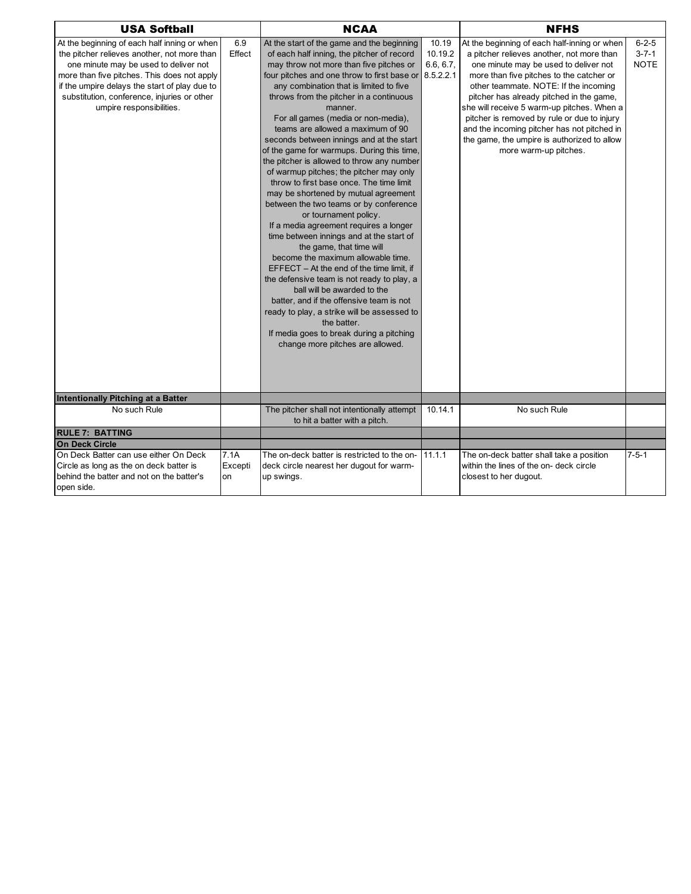| USA Softball | | NCAA | | NFHS | |
|---|---|---|---|---|---|
| At the beginning of each half inning or when the pitcher relieves another, not more than one minute may be used to deliver not more than five pitches. This does not apply if the umpire delays the start of play due to substitution, conference, injuries or other umpire responsibilities. | 6.9 Effect | At the start of the game and the beginning of each half inning, the pitcher of record may throw not more than five pitches or four pitches and one throw to first base or any combination that is limited to five throws from the pitcher in a continuous manner. For all games (media or non-media), teams are allowed a maximum of 90 seconds between innings and at the start of the game for warmups. During this time, the pitcher is allowed to throw any number of warmup pitches; the pitcher may only throw to first base once. The time limit may be shortened by mutual agreement between the two teams or by conference or tournament policy. If a media agreement requires a longer time between innings and at the start of the game, that time will become the maximum allowable time. EFFECT – At the end of the time limit, if the defensive team is not ready to play, a ball will be awarded to the batter, and if the offensive team is not ready to play, a strike will be assessed to the batter. If media goes to break during a pitching change more pitches are allowed. | 10.19 10.19.2 6.6, 6.7, 8.5.2.2.1 | At the beginning of each half-inning or when a pitcher relieves another, not more than one minute may be used to deliver not more than five pitches to the catcher or other teammate. NOTE: If the incoming pitcher has already pitched in the game, she will receive 5 warm-up pitches. When a pitcher is removed by rule or due to injury and the incoming pitcher has not pitched in the game, the umpire is authorized to allow more warm-up pitches. | 6-2-5 3-7-1 NOTE |
| **Intentionally Pitching at a Batter** | | | | | |
| No such Rule | | The pitcher shall not intentionally attempt to hit a batter with a pitch. | 10.14.1 | No such Rule | |
| **RULE 7: BATTING** | | | | | |
| **On Deck Circle** | | | | | |
| On Deck Batter can use either On Deck Circle as long as the on deck batter is behind the batter and not on the batter's open side. | 7.1A Exception | The on-deck batter is restricted to the on-deck circle nearest her dugout for warm-up swings. | 11.1.1 | The on-deck batter shall take a position within the lines of the on- deck circle closest to her dugout. | 7-5-1 |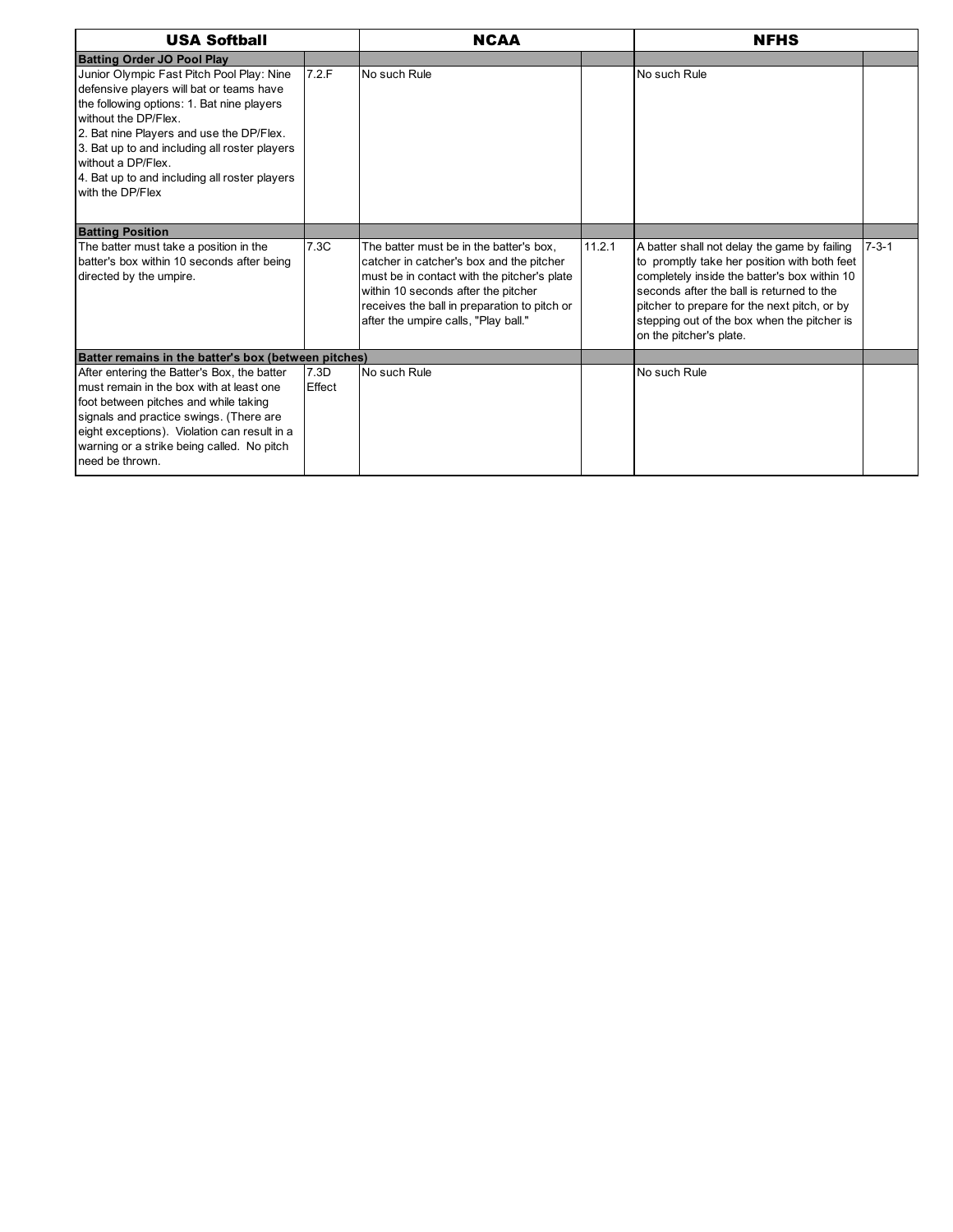| USA Softball | | NCAA | | NFHS | |
|---|---|---|---|---|---|
| **Batting Order JO Pool Play** | | | | | |
| Junior Olympic Fast Pitch Pool Play: Nine defensive players will bat or teams have the following options: 1. Bat nine players without the DP/Flex. 2. Bat nine Players and use the DP/Flex. 3. Bat up to and including all roster players without a DP/Flex. 4. Bat up to and including all roster players with the DP/Flex | 7.2.F | No such Rule | | No such Rule | |
| **Batting Position** | | | | | |
| The batter must take a position in the batter's box within 10 seconds after being directed by the umpire. | 7.3C | The batter must be in the batter's box, catcher in catcher's box and the pitcher must be in contact with the pitcher's plate within 10 seconds after the pitcher receives the ball in preparation to pitch or after the umpire calls, "Play ball." | 11.2.1 | A batter shall not delay the game by failing to promptly take her position with both feet completely inside the batter's box within 10 seconds after the ball is returned to the pitcher to prepare for the next pitch, or by stepping out of the box when the pitcher is on the pitcher's plate. | 7-3-1 |
| **Batter remains in the batter's box (between pitches)** | | | | | |
| After entering the Batter's Box, the batter must remain in the box with at least one foot between pitches and while taking signals and practice swings. (There are eight exceptions). Violation can result in a warning or a strike being called. No pitch need be thrown. | 7.3D Effect | No such Rule | | No such Rule | |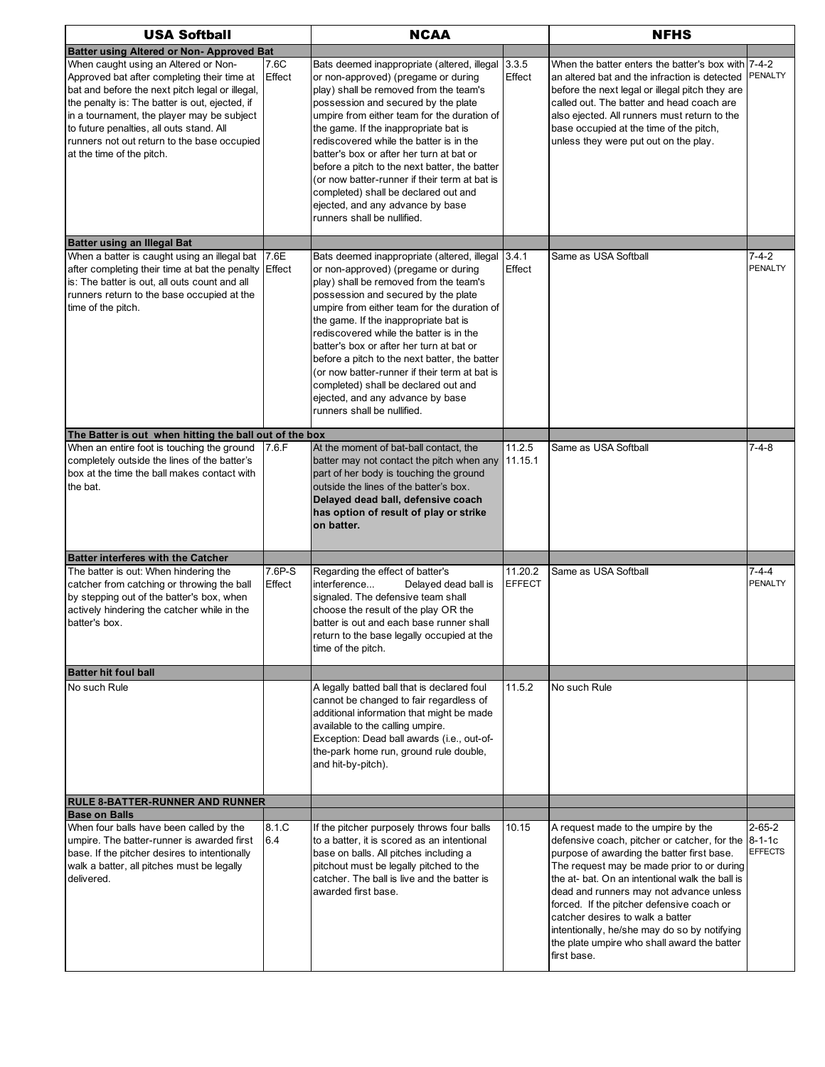| USA Softball | | NCAA | | NFHS | |
|---|---|---|---|---|---|
| **Batter using Altered or Non- Approved Bat** | | | | | |
| When caught using an Altered or Non-Approved bat after completing their time at bat and before the next pitch legal or illegal, the penalty is: The batter is out, ejected, if in a tournament, the player may be subject to future penalties, all outs stand. All runners not out return to the base occupied at the time of the pitch. | 7.6C Effect | Bats deemed inappropriate (altered, illegal or non-approved) (pregame or during play) shall be removed from the team's possession and secured by the plate umpire from either team for the duration of the game. If the inappropriate bat is rediscovered while the batter is in the batter's box or after her turn at bat or before a pitch to the next batter, the batter (or now batter-runner if their term at bat is completed) shall be declared out and ejected, and any advance by base runners shall be nullified. | 3.3.5 Effect | When the batter enters the batter's box with an altered bat and the infraction is detected before the next legal or illegal pitch they are called out. The batter and head coach are also ejected. All runners must return to the base occupied at the time of the pitch, unless they were put out on the play. | 7-4-2 PENALTY |
| **Batter using an Illegal Bat** | | | | | |
| When a batter is caught using an illegal bat after completing their time at bat the penalty is: The batter is out, all outs count and all runners return to the base occupied at the time of the pitch. | 7.6E Effect | Bats deemed inappropriate (altered, illegal or non-approved) (pregame or during play) shall be removed from the team's possession and secured by the plate umpire from either team for the duration of the game. If the inappropriate bat is rediscovered while the batter is in the batter's box or after her turn at bat or before a pitch to the next batter, the batter (or now batter-runner if their term at bat is completed) shall be declared out and ejected, and any advance by base runners shall be nullified. | 3.4.1 Effect | Same as USA Softball | 7-4-2 PENALTY |
| **The Batter is out when hitting the ball out of the box** | | | | | |
| When an entire foot is touching the ground completely outside the lines of the batter's box at the time the ball makes contact with the bat. | 7.6.F | At the moment of bat-ball contact, the batter may not contact the pitch when any part of her body is touching the ground outside the lines of the batter's box. **Delayed dead ball, defensive coach has option of result of play or strike on batter.** | 11.2.5 11.15.1 | Same as USA Softball | 7-4-8 |
| **Batter interferes with the Catcher** | | | | | |
| The batter is out: When hindering the catcher from catching or throwing the ball by stepping out of the batter's box, when actively hindering the catcher while in the batter's box. | 7.6P-S Effect | Regarding the effect of batter's interference... Delayed dead ball is signaled. The defensive team shall choose the result of the play OR the batter is out and each base runner shall return to the base legally occupied at the time of the pitch. | 11.20.2 EFFECT | Same as USA Softball | 7-4-4 PENALTY |
| **Batter hit foul ball** | | | | | |
| No such Rule | | A legally batted ball that is declared foul cannot be changed to fair regardless of additional information that might be made available to the calling umpire. Exception: Dead ball awards (i.e., out-of-the-park home run, ground rule double, and hit-by-pitch). | 11.5.2 | No such Rule | |
| **RULE 8-BATTER-RUNNER AND RUNNER** | | | | | |
| **Base on Balls** | | | | | |
| When four balls have been called by the umpire. The batter-runner is awarded first base. If the pitcher desires to intentionally walk a batter, all pitches must be legally delivered. | 8.1.C 6.4 | If the pitcher purposely throws four balls to a batter, it is scored as an intentional base on balls. All pitches including a pitchout must be legally pitched to the catcher. The ball is live and the batter is awarded first base. | 10.15 | A request made to the umpire by the defensive coach, pitcher or catcher, for the purpose of awarding the batter first base. The request may be made prior to or during the at- bat. On an intentional walk the ball is dead and runners may not advance unless forced. If the pitcher defensive coach or catcher desires to walk a batter intentionally, he/she may do so by notifying the plate umpire who shall award the batter first base. | 2-65-2 8-1-1c EFFECTS |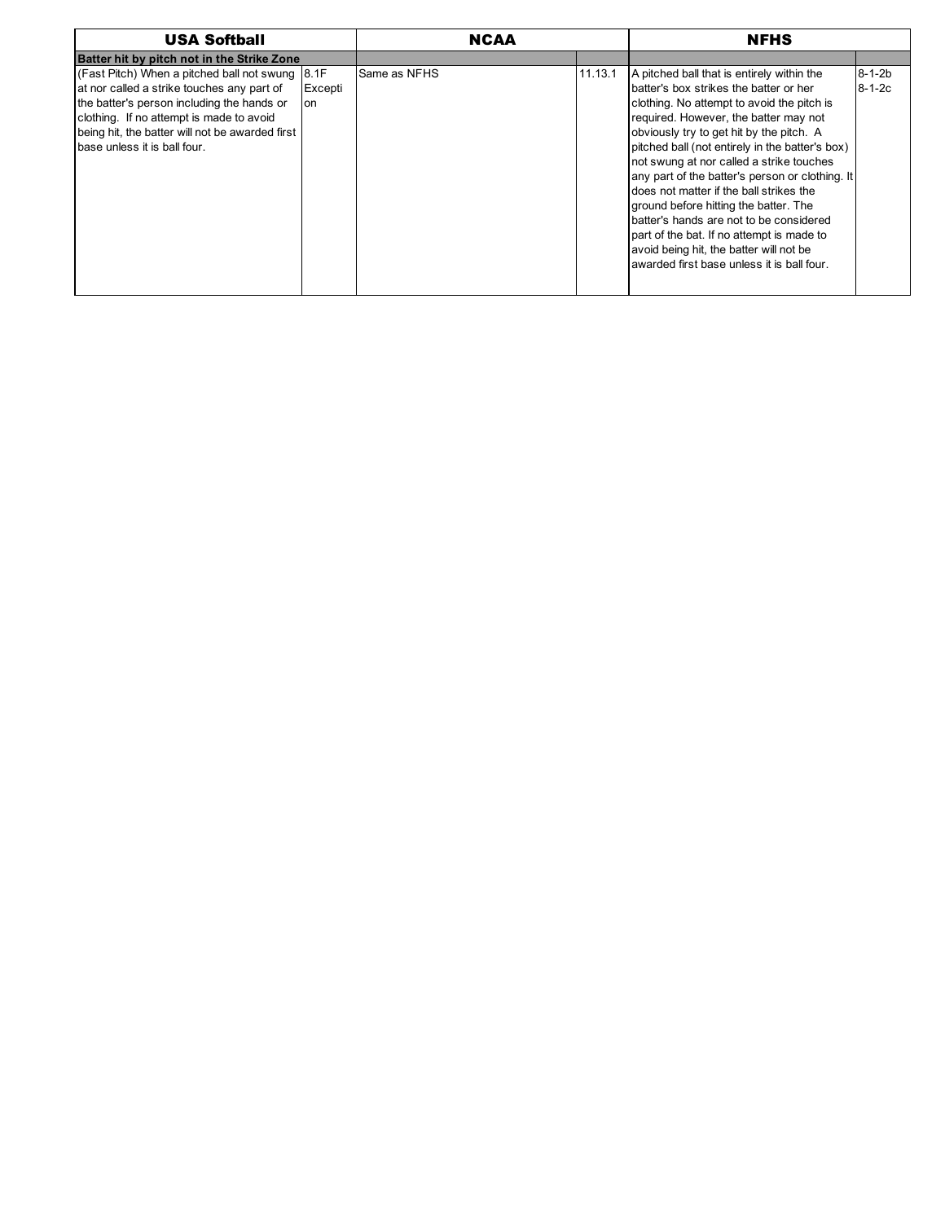| USA Softball | | NCAA | | NFHS | |
|---|---|---|---|---|---|
| **Batter hit by pitch not in the Strike Zone** | | | | | |
| (Fast Pitch) When a pitched ball not swung at nor called a strike touches any part of the batter's person including the hands or clothing. If no attempt is made to avoid being hit, the batter will not be awarded first base unless it is ball four. | 8.1F Exception | Same as NFHS | 11.13.1 | A pitched ball that is entirely within the batter's box strikes the batter or her clothing. No attempt to avoid the pitch is required. However, the batter may not obviously try to get hit by the pitch. A pitched ball (not entirely in the batter's box) not swung at nor called a strike touches any part of the batter's person or clothing. It does not matter if the ball strikes the ground before hitting the batter. The batter's hands are not to be considered part of the bat. If no attempt is made to avoid being hit, the batter will not be awarded first base unless it is ball four. | 8-1-2b 8-1-2c |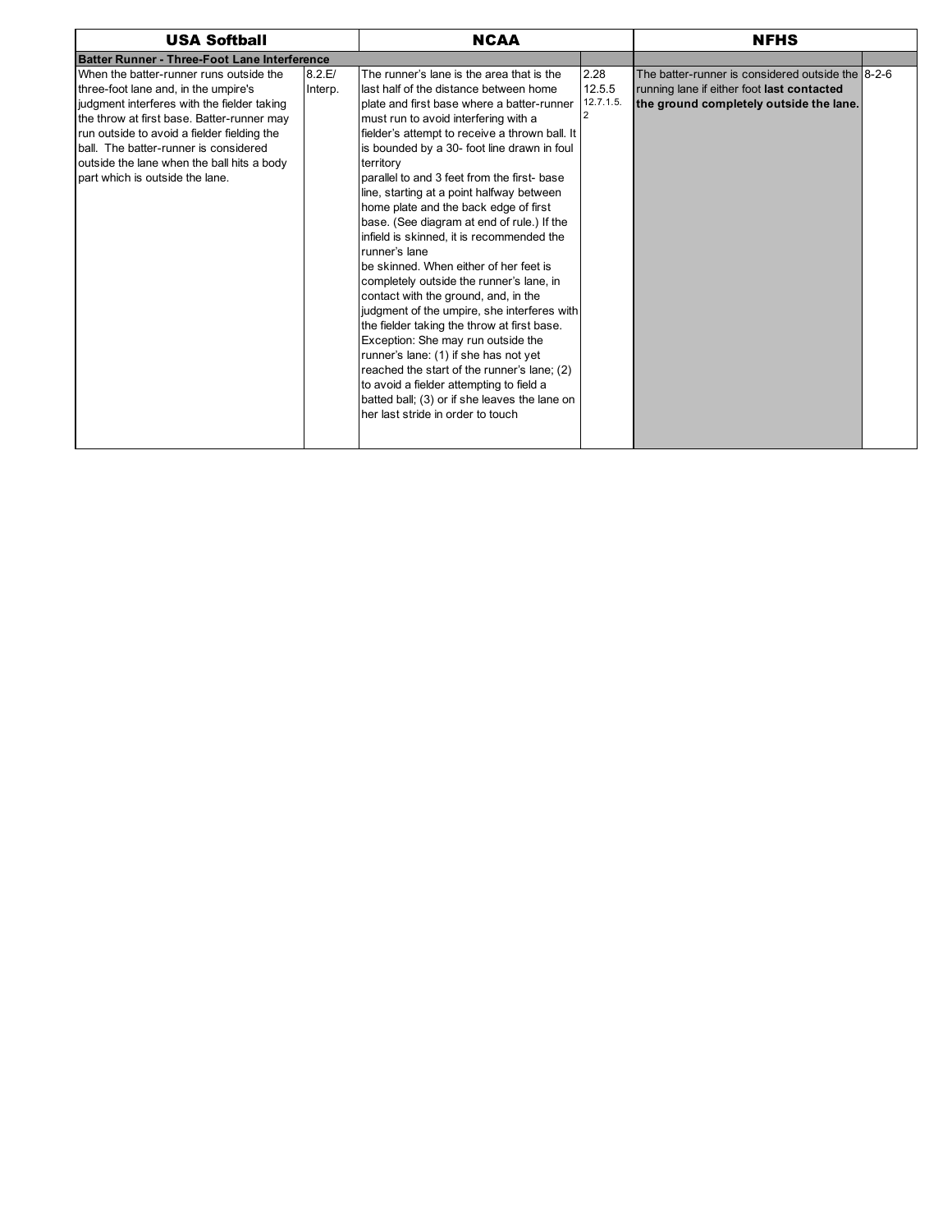| USA Softball | | NCAA | | NFHS | |
|---|---|---|---|---|---|
| **Batter Runner - Three-Foot Lane Interference** | | | | | |
| When the batter-runner runs outside the three-foot lane and, in the umpire's judgment interferes with the fielder taking the throw at first base. Batter-runner may run outside to avoid a fielder fielding the ball. The batter-runner is considered outside the lane when the ball hits a body part which is outside the lane. | 8.2.E/ Interp. | The runner's lane is the area that is the last half of the distance between home plate and first base where a batter-runner must run to avoid interfering with a fielder's attempt to receive a thrown ball. It is bounded by a 30- foot line drawn in foul territory parallel to and 3 feet from the first- base line, starting at a point halfway between home plate and the back edge of first base. (See diagram at end of rule.) If the infield is skinned, it is recommended the runner's lane be skinned. When either of her feet is completely outside the runner's lane, in contact with the ground, and, in the judgment of the umpire, she interferes with the fielder taking the throw at first base. Exception: She may run outside the runner's lane: (1) if she has not yet reached the start of the runner's lane; (2) to avoid a fielder attempting to field a batted ball; (3) or if she leaves the lane on her last stride in order to touch | 2.28 12.5.5 12.7.1.5.2 | The batter-runner is considered outside the running lane if either foot **last contacted the ground completely outside the lane.** | 8-2-6 |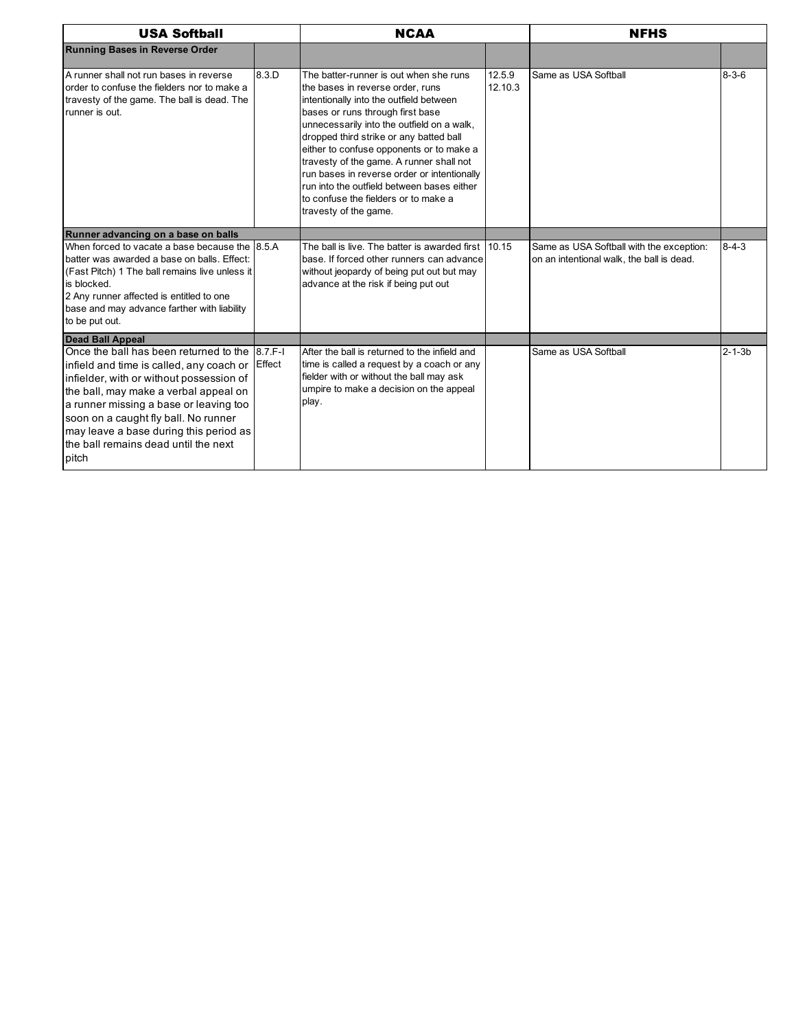| USA Softball | | NCAA | | NFHS | |
|---|---|---|---|---|---|
| **Running Bases in Reverse Order** | | | | | |
| A runner shall not run bases in reverse order to confuse the fielders nor to make a travesty of the game. The ball is dead. The runner is out. | 8.3.D | The batter-runner is out when she runs the bases in reverse order, runs intentionally into the outfield between bases or runs through first base unnecessarily into the outfield on a walk, dropped third strike or any batted ball either to confuse opponents or to make a travesty of the game. A runner shall not run bases in reverse order or intentionally run into the outfield between bases either to confuse the fielders or to make a travesty of the game. | 12.5.9 12.10.3 | Same as USA Softball | 8-3-6 |
| **Runner advancing on a base on balls** | | | | | |
| When forced to vacate a base because the batter was awarded a base on balls. Effect: (Fast Pitch) 1 The ball remains live unless it is blocked. 2 Any runner affected is entitled to one base and may advance farther with liability to be put out. | 8.5.A | The ball is live. The batter is awarded first base. If forced other runners can advance without jeopardy of being put out but may advance at the risk if being put out | 10.15 | Same as USA Softball with the exception: on an intentional walk, the ball is dead. | 8-4-3 |
| **Dead Ball Appeal** | | | | | |
| Once the ball has been returned to the infield and time is called, any coach or infielder, with or without possession of the ball, may make a verbal appeal on a runner missing a base or leaving too soon on a caught fly ball. No runner may leave a base during this period as the ball remains dead until the next pitch | 8.7.F-I Effect | After the ball is returned to the infield and time is called a request by a coach or any fielder with or without the ball may ask umpire to make a decision on the appeal play. | | Same as USA Softball | 2-1-3b |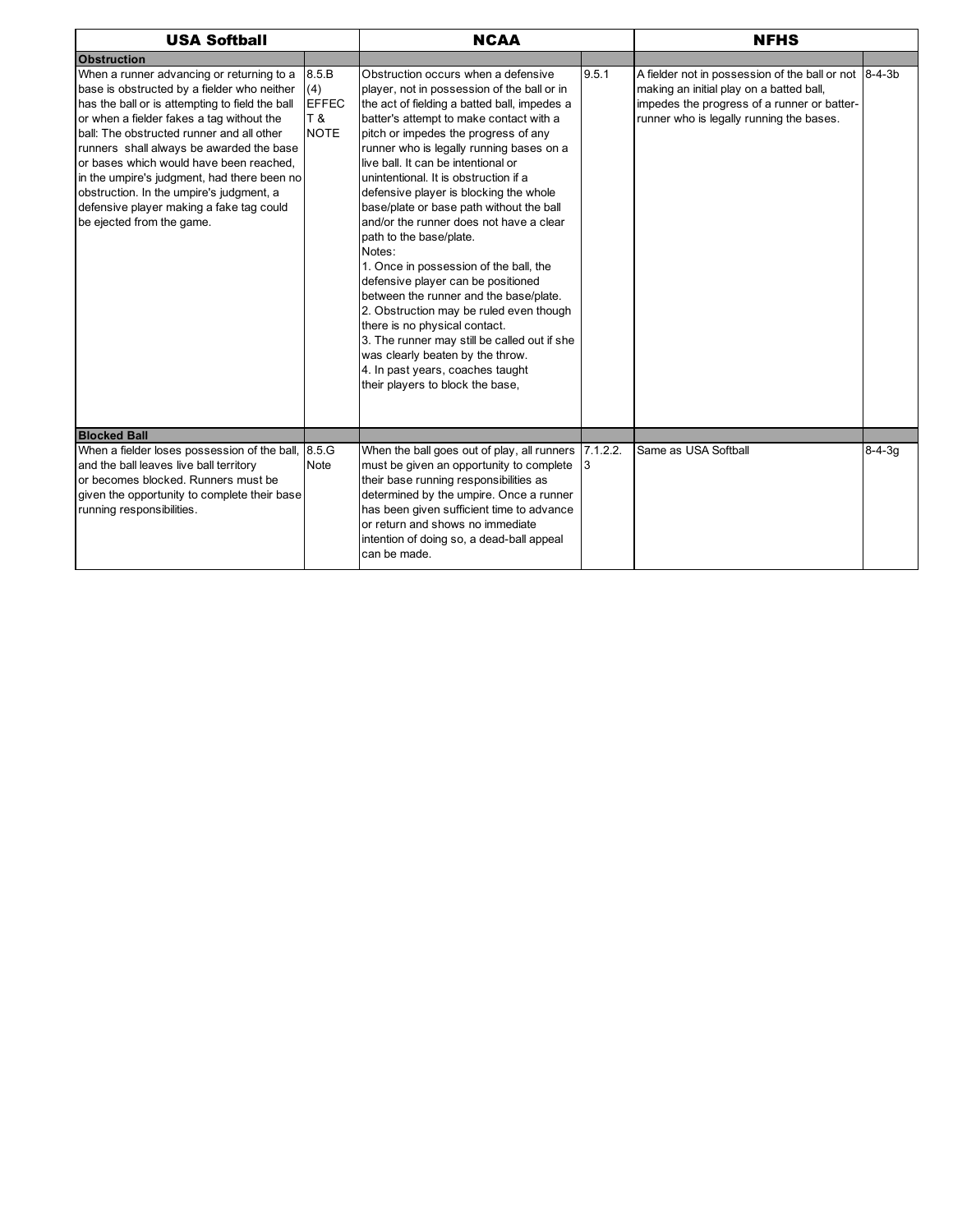| USA Softball | | NCAA | | NFHS | |
|---|---|---|---|---|---|
| **Obstruction** | | | | | |
| When a runner advancing or returning to a base is obstructed by a fielder who neither has the ball or is attempting to field the ball or when a fielder fakes a tag without the ball: The obstructed runner and all other runners shall always be awarded the base or bases which would have been reached, in the umpire's judgment, had there been no obstruction. In the umpire's judgment, a defensive player making a fake tag could be ejected from the game. | 8.5.B (4) EFFECT & NOTE | Obstruction occurs when a defensive player, not in possession of the ball or in the act of fielding a batted ball, impedes a batter's attempt to make contact with a pitch or impedes the progress of any runner who is legally running bases on a live ball. It can be intentional or unintentional. It is obstruction if a defensive player is blocking the whole base/plate or base path without the ball and/or the runner does not have a clear path to the base/plate. Notes: 1. Once in possession of the ball, the defensive player can be positioned between the runner and the base/plate. 2. Obstruction may be ruled even though there is no physical contact. 3. The runner may still be called out if she was clearly beaten by the throw. 4. In past years, coaches taught their players to block the base, | 9.5.1 | A fielder not in possession of the ball or not making an initial play on a batted ball, impedes the progress of a runner or batter-runner who is legally running the bases. | 8-4-3b |
| **Blocked Ball** | | | | | |
| When a fielder loses possession of the ball, and the ball leaves live ball territory or becomes blocked. Runners must be given the opportunity to complete their base running responsibilities. | 8.5.G Note | When the ball goes out of play, all runners must be given an opportunity to complete their base running responsibilities as determined by the umpire. Once a runner has been given sufficient time to advance or return and shows no immediate intention of doing so, a dead-ball appeal can be made. | 7.1.2.2.3 | Same as USA Softball | 8-4-3g |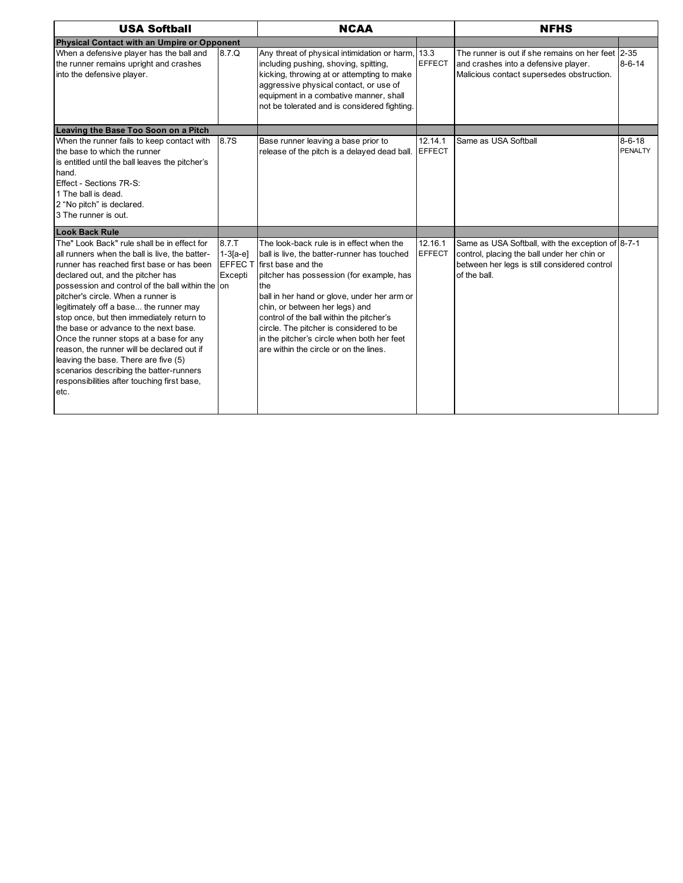| USA Softball | | NCAA | | NFHS | |
|---|---|---|---|---|---|
| **Physical Contact with an Umpire or Opponent** | | | | | |
| When a defensive player has the ball and the runner remains upright and crashes into the defensive player. | 8.7.Q | Any threat of physical intimidation or harm, including pushing, shoving, spitting, kicking, throwing at or attempting to make aggressive physical contact, or use of equipment in a combative manner, shall not be tolerated and is considered fighting. | 13.3 EFFECT | The runner is out if she remains on her feet and crashes into a defensive player. Malicious contact supersedes obstruction. | 2-35 8-6-14 |
| **Leaving the Base Too Soon on a Pitch** | | | | | |
| When the runner fails to keep contact with the base to which the runner is entitled until the ball leaves the pitcher's hand. Effect - Sections 7R-S: 1 The ball is dead. 2 "No pitch" is declared. 3 The runner is out. | 8.7S | Base runner leaving a base prior to release of the pitch is a delayed dead ball. | 12.14.1 EFFECT | Same as USA Softball | 8-6-18 PENALTY |
| **Look Back Rule** | | | | | |
| The" Look Back" rule shall be in effect for all runners when the ball is live, the batter-runner has reached first base or has been declared out, and the pitcher has possession and control of the ball within the pitcher's circle. When a runner is legitimately off a base... the runner may stop once, but then immediately return to the base or advance to the next base. Once the runner stops at a base for any reason, the runner will be declared out if leaving the base. There are five (5) scenarios describing the batter-runners responsibilities after touching first base, etc. | 8.7.T 1-3[a-e] EFFECT Exception | The look-back rule is in effect when the ball is live, the batter-runner has touched first base and the pitcher has possession (for example, has the ball in her hand or glove, under her arm or chin, or between her legs) and control of the ball within the pitcher's circle. The pitcher is considered to be in the pitcher's circle when both her feet are within the circle or on the lines. | 12.16.1 EFFECT | Same as USA Softball, with the exception of control, placing the ball under her chin or between her legs is still considered control of the ball. | 8-7-1 |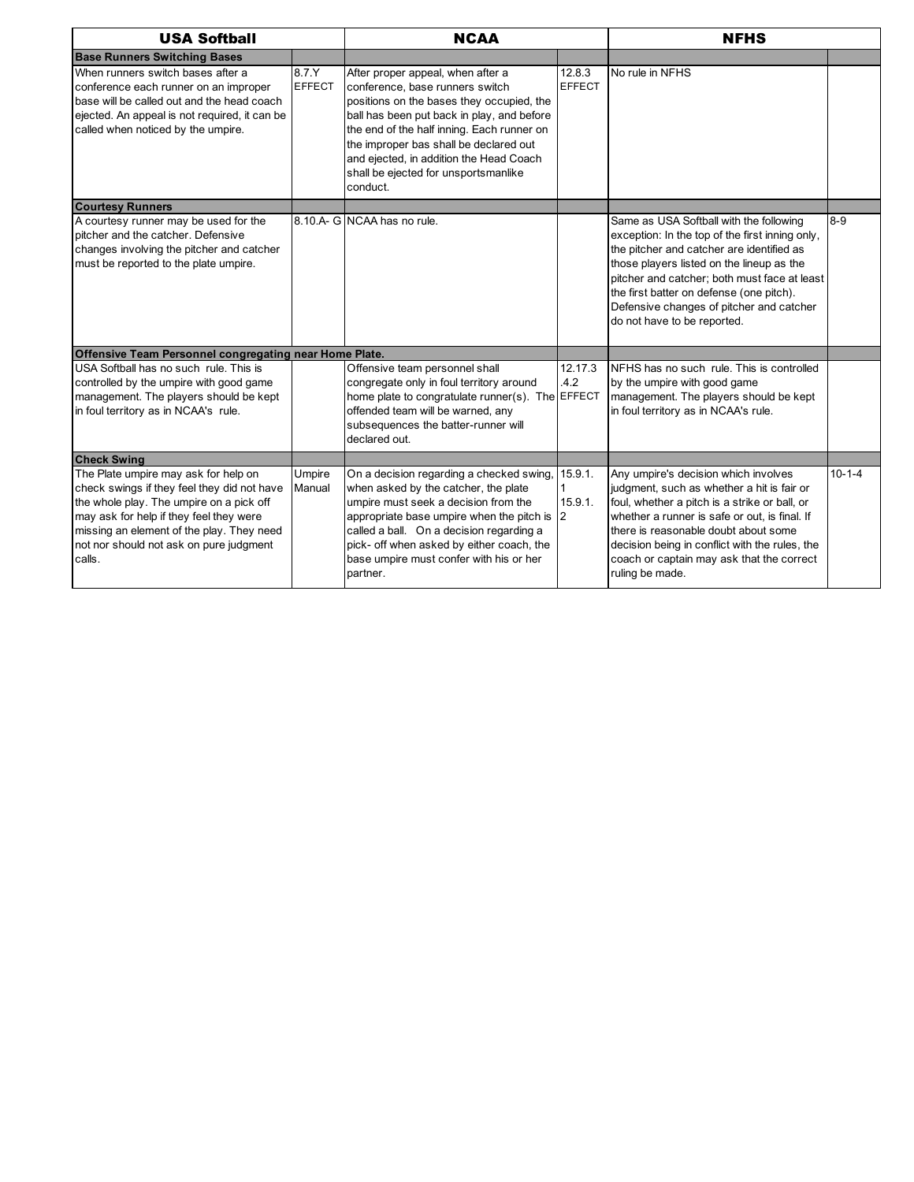| USA Softball | | NCAA | | NFHS | |
|---|---|---|---|---|---|
| **Base Runners Switching Bases** | | | | | |
| When runners switch bases after a conference each runner on an improper base will be called out and the head coach ejected. An appeal is not required, it can be called when noticed by the umpire. | 8.7.Y EFFECT | After proper appeal, when after a conference, base runners switch positions on the bases they occupied, the ball has been put back in play, and before the end of the half inning. Each runner on the improper bas shall be declared out and ejected, in addition the Head Coach shall be ejected for unsportsmanlike conduct. | 12.8.3 EFFECT | No rule in NFHS | |
| **Courtesy Runners** | | | | | |
| A courtesy runner may be used for the pitcher and the catcher. Defensive changes involving the pitcher and catcher must be reported to the plate umpire. | 8.10.A- G | NCAA has no rule. | | Same as USA Softball with the following exception: In the top of the first inning only, the pitcher and catcher are identified as those players listed on the lineup as the pitcher and catcher; both must face at least the first batter on defense (one pitch). Defensive changes of pitcher and catcher do not have to be reported. | 8-9 |
| **Offensive Team Personnel congregating near Home Plate.** | | | | | |
| USA Softball has no such rule. This is controlled by the umpire with good game management. The players should be kept in foul territory as in NCAA's rule. | | Offensive team personnel shall congregate only in foul territory around home plate to congratulate runner(s). The offended team will be warned, any subsequences the batter-runner will declared out. | 12.17.3 .4.2 EFFECT | NFHS has no such rule. This is controlled by the umpire with good game management. The players should be kept in foul territory as in NCAA's rule. | |
| **Check Swing** | | | | | |
| The Plate umpire may ask for help on check swings if they feel they did not have the whole play. The umpire on a pick off may ask for help if they feel they were missing an element of the play. They need not nor should not ask on pure judgment calls. | Umpire Manual | On a decision regarding a checked swing, when asked by the catcher, the plate umpire must seek a decision from the appropriate base umpire when the pitch is called a ball. On a decision regarding a pick- off when asked by either coach, the base umpire must confer with his or her partner. | 15.9.1.1 15.9.1.2 | Any umpire's decision which involves judgment, such as whether a hit is fair or foul, whether a pitch is a strike or ball, or whether a runner is safe or out, is final. If there is reasonable doubt about some decision being in conflict with the rules, the coach or captain may ask that the correct ruling be made. | 10-1-4 |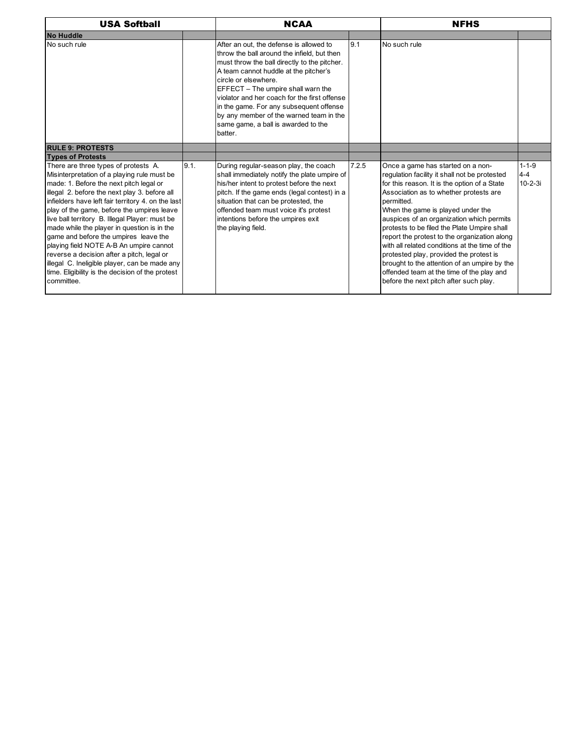| USA Softball | | NCAA | | NFHS | |
|---|---|---|---|---|---|
| **No Huddle** | | | | | |
| No such rule | | After an out, the defense is allowed to throw the ball around the infield, but then must throw the ball directly to the pitcher. A team cannot huddle at the pitcher's circle or elsewhere. EFFECT – The umpire shall warn the violator and her coach for the first offense in the game. For any subsequent offense by any member of the warned team in the same game, a ball is awarded to the batter. | 9.1 | No such rule | |
| **RULE 9: PROTESTS** | | | | | |
| **Types of Protests** | | | | | |
| There are three types of protests A. Misinterpretation of a playing rule must be made: 1. Before the next pitch legal or illegal 2. before the next play 3. before all infielders have left fair territory 4. on the last play of the game, before the umpires leave live ball territory B. Illegal Player: must be made while the player in question is in the game and before the umpires leave the playing field NOTE A-B An umpire cannot reverse a decision after a pitch, legal or illegal C. Ineligible player, can be made any time. Eligibility is the decision of the protest committee. | 9.1. | During regular-season play, the coach shall immediately notify the plate umpire of his/her intent to protest before the next pitch. If the game ends (legal contest) in a situation that can be protested, the offended team must voice it's protest intentions before the umpires exit the playing field. | 7.2.5 | Once a game has started on a non-regulation facility it shall not be protested for this reason. It is the option of a State Association as to whether protests are permitted. When the game is played under the auspices of an organization which permits protests to be filed the Plate Umpire shall report the protest to the organization along with all related conditions at the time of the protested play, provided the protest is brought to the attention of an umpire by the offended team at the time of the play and before the next pitch after such play. | 1-1-9 4-4 10-2-3i |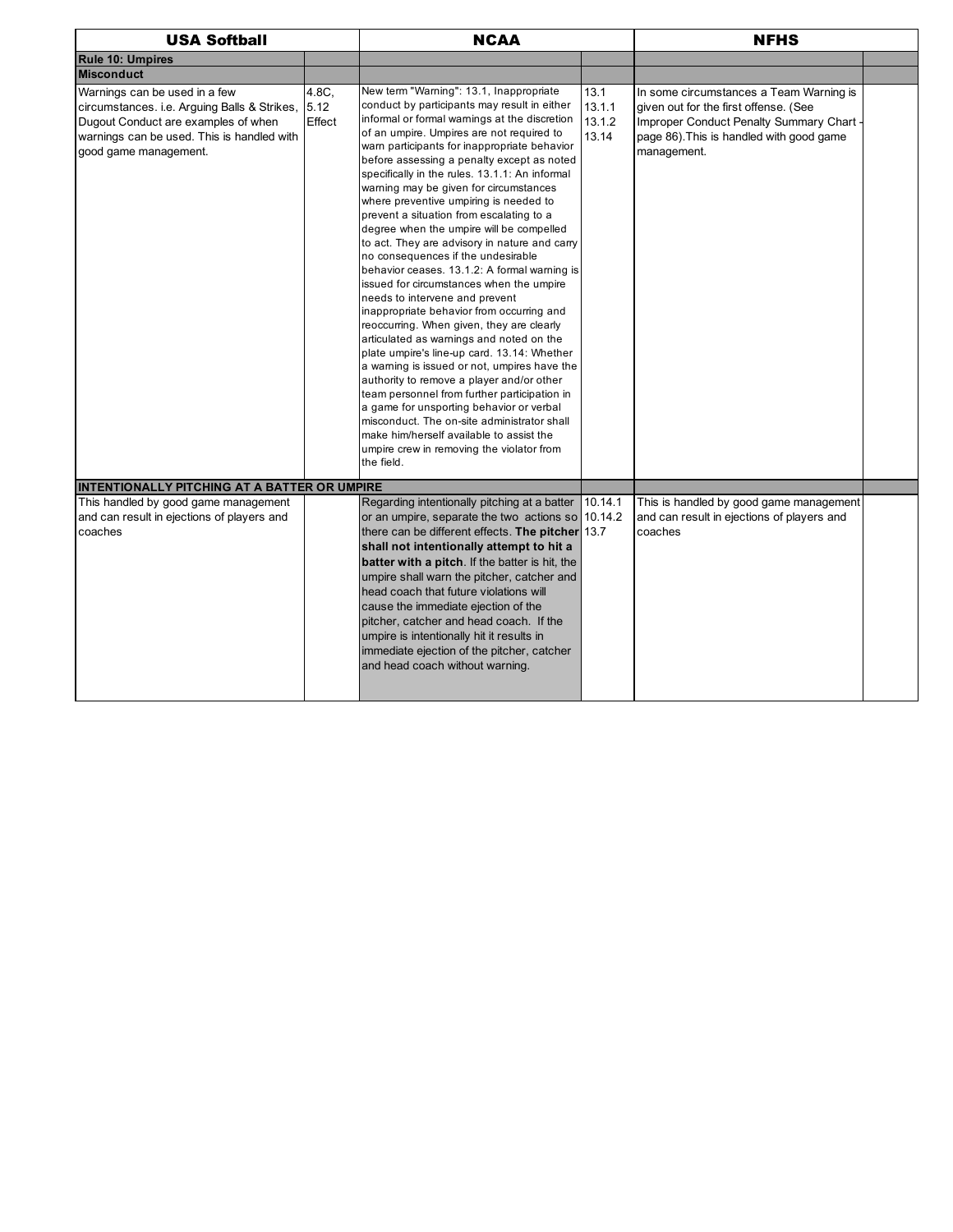| USA Softball | | NCAA | | NFHS | |
|---|---|---|---|---|---|
| **Rule 10: Umpires** | | | | | |
| **Misconduct** | | | | | |
| Warnings can be used in a few circumstances. i.e. Arguing Balls & Strikes, Dugout Conduct are examples of when warnings can be used. This is handled with good game management. | 4.8C, 5.12 Effect | New term "Warning": 13.1, Inappropriate conduct by participants may result in either informal or formal warnings at the discretion of an umpire. Umpires are not required to warn participants for inappropriate behavior before assessing a penalty except as noted specifically in the rules. 13.1.1: An informal warning may be given for circumstances where preventive umpiring is needed to prevent a situation from escalating to a degree when the umpire will be compelled to act. They are advisory in nature and carry no consequences if the undesirable behavior ceases. 13.1.2: A formal warning is issued for circumstances when the umpire needs to intervene and prevent inappropriate behavior from occurring and reoccurring. When given, they are clearly articulated as warnings and noted on the plate umpire's line-up card. 13.14: Whether a warning is issued or not, umpires have the authority to remove a player and/or other team personnel from further participation in a game for unsporting behavior or verbal misconduct. The on-site administrator shall make him/herself available to assist the umpire crew in removing the violator from the field. | 13.1 13.1.1 13.1.2 13.14 | In some circumstances a Team Warning is given out for the first offense. (See Improper Conduct Penalty Summary Chart - page 86).This is handled with good game management. | |
| **INTENTIONALLY PITCHING AT A BATTER OR UMPIRE** | | | | | |
| This handled by good game management and can result in ejections of players and coaches | | Regarding intentionally pitching at a batter or an umpire, separate the two actions so there can be different effects. **The pitcher shall not intentionally attempt to hit a batter with a pitch**. If the batter is hit, the umpire shall warn the pitcher, catcher and head coach that future violations will cause the immediate ejection of the pitcher, catcher and head coach. If the umpire is intentionally hit it results in immediate ejection of the pitcher, catcher and head coach without warning. | 10.14.1 10.14.2 13.7 | This is handled by good game management and can result in ejections of players and coaches | |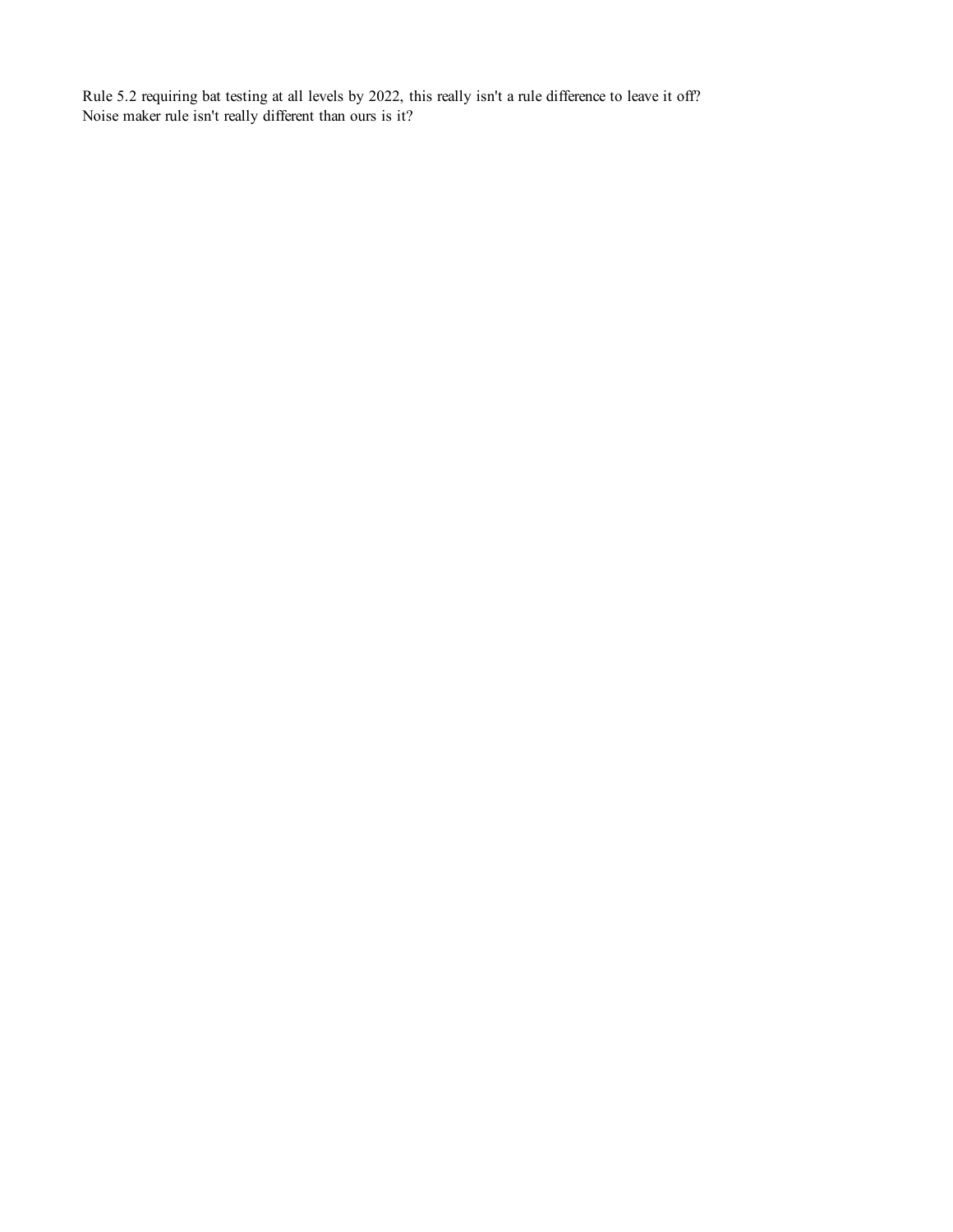Rule 5.2 requiring bat testing at all levels by 2022, this really isn't a rule difference to leave it off?
Noise maker rule isn't really different than ours is it?